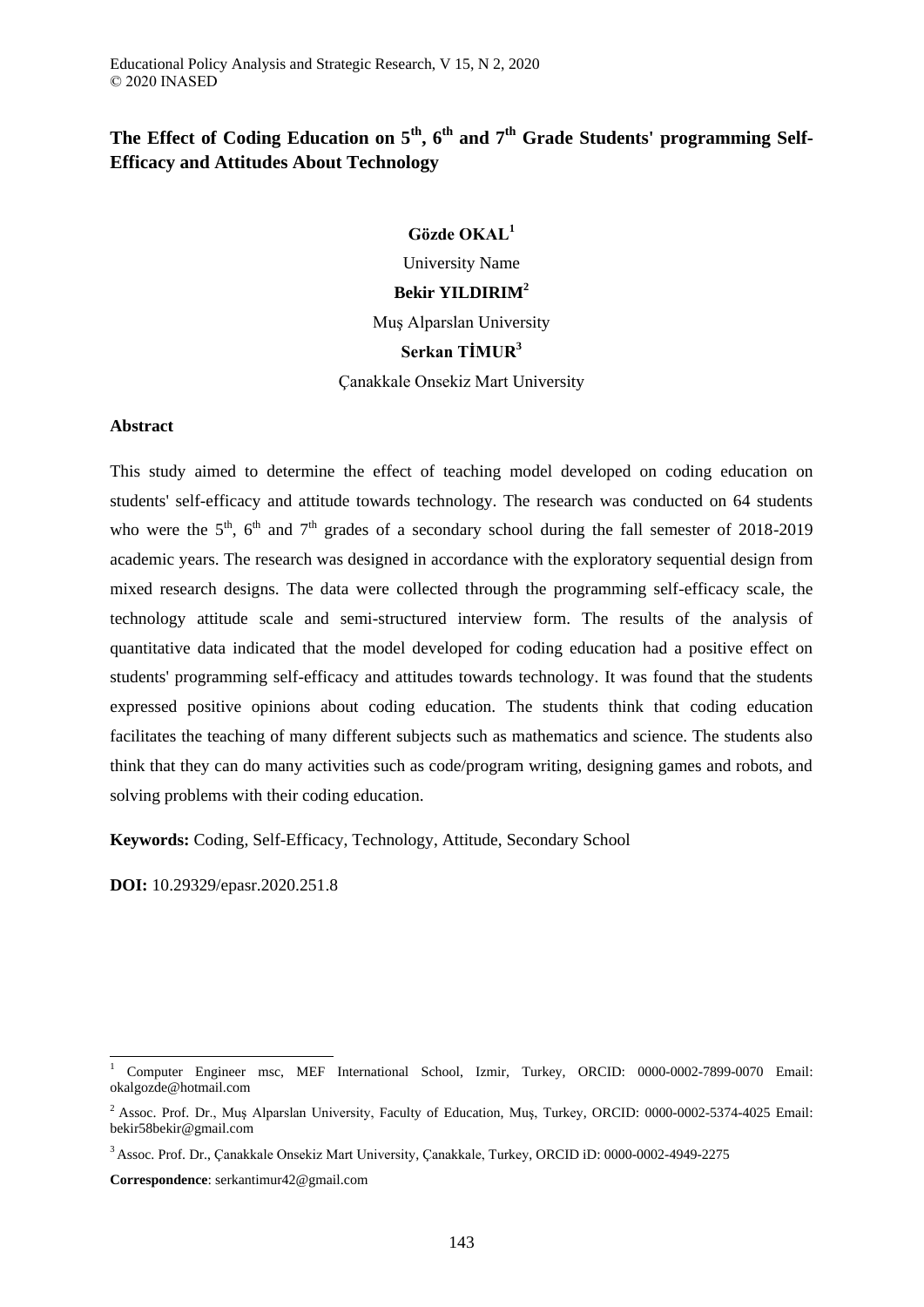# The Effect of Coding Education on 5th, 6th and 7th Grade Students' programming Self-Efficacy and Attitudes About Technology

**Gözde OKAL**[1]

University Name

**Bekir YILDIRIM**[2]

Muş Alparslan University

**Serkan TİMUR**[3]

Çanakkale Onsekiz Mart University

## Abstract

This study aimed to determine the effect of teaching model developed on coding education on students' self-efficacy and attitude towards technology. The research was conducted on 64 students who were the 5th, 6th and 7th grades of a secondary school during the fall semester of 2018-2019 academic years. The research was designed in accordance with the exploratory sequential design from mixed research designs. The data were collected through the programming self-efficacy scale, the technology attitude scale and semi-structured interview form. The results of the analysis of quantitative data indicated that the model developed for coding education had a positive effect on students' programming self-efficacy and attitudes towards technology. It was found that the students expressed positive opinions about coding education. The students think that coding education facilitates the teaching of many different subjects such as mathematics and science. The students also think that they can do many activities such as code/program writing, designing games and robots, and solving problems with their coding education.

**Keywords:** Coding, Self-Efficacy, Technology, Attitude, Secondary School

**DOI:** 10.29329/epasr.2020.251.8

---

[1] Computer Engineer msc, MEF International School, Izmir, Turkey, ORCID: 0000-0002-7899-0070 Email: okalgozde@hotmail.com

[2] Assoc. Prof. Dr., Muş Alparslan University, Faculty of Education, Muş, Turkey, ORCID: 0000-0002-5374-4025 Email: bekir58bekir@gmail.com

[3] Assoc. Prof. Dr., Çanakkale Onsekiz Mart University, Çanakkale, Turkey, ORCID iD: 0000-0002-4949-2275

**Correspondence**: serkantimur42@gmail.com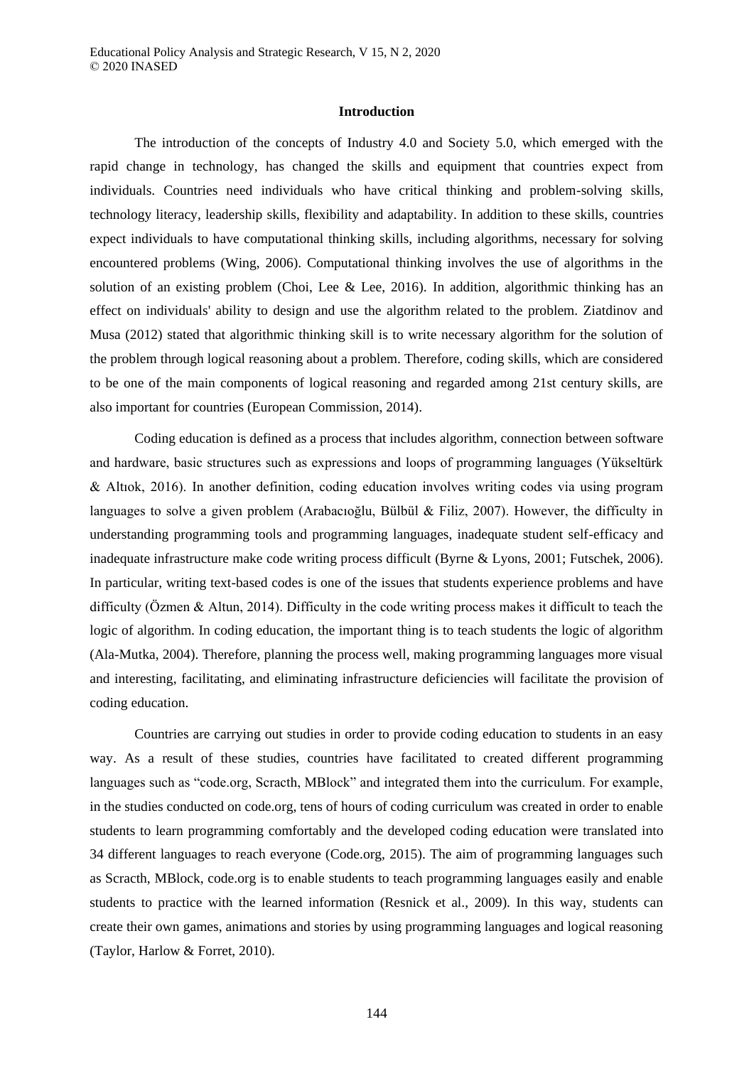## Introduction

The introduction of the concepts of Industry 4.0 and Society 5.0, which emerged with the rapid change in technology, has changed the skills and equipment that countries expect from individuals. Countries need individuals who have critical thinking and problem-solving skills, technology literacy, leadership skills, flexibility and adaptability. In addition to these skills, countries expect individuals to have computational thinking skills, including algorithms, necessary for solving encountered problems (Wing, 2006). Computational thinking involves the use of algorithms in the solution of an existing problem (Choi, Lee & Lee, 2016). In addition, algorithmic thinking has an effect on individuals' ability to design and use the algorithm related to the problem. Ziatdinov and Musa (2012) stated that algorithmic thinking skill is to write necessary algorithm for the solution of the problem through logical reasoning about a problem. Therefore, coding skills, which are considered to be one of the main components of logical reasoning and regarded among 21st century skills, are also important for countries (European Commission, 2014).

Coding education is defined as a process that includes algorithm, connection between software and hardware, basic structures such as expressions and loops of programming languages (Yükseltürk & Altıok, 2016). In another definition, coding education involves writing codes via using program languages to solve a given problem (Arabacıoğlu, Bülbül & Filiz, 2007). However, the difficulty in understanding programming tools and programming languages, inadequate student self-efficacy and inadequate infrastructure make code writing process difficult (Byrne & Lyons, 2001; Futschek, 2006). In particular, writing text-based codes is one of the issues that students experience problems and have difficulty (Özmen & Altun, 2014). Difficulty in the code writing process makes it difficult to teach the logic of algorithm. In coding education, the important thing is to teach students the logic of algorithm (Ala-Mutka, 2004). Therefore, planning the process well, making programming languages more visual and interesting, facilitating, and eliminating infrastructure deficiencies will facilitate the provision of coding education.

Countries are carrying out studies in order to provide coding education to students in an easy way. As a result of these studies, countries have facilitated to created different programming languages such as "code.org, Scracth, MBlock" and integrated them into the curriculum. For example, in the studies conducted on code.org, tens of hours of coding curriculum was created in order to enable students to learn programming comfortably and the developed coding education were translated into 34 different languages to reach everyone (Code.org, 2015). The aim of programming languages such as Scracth, MBlock, code.org is to enable students to teach programming languages easily and enable students to practice with the learned information (Resnick et al., 2009). In this way, students can create their own games, animations and stories by using programming languages and logical reasoning (Taylor, Harlow & Forret, 2010).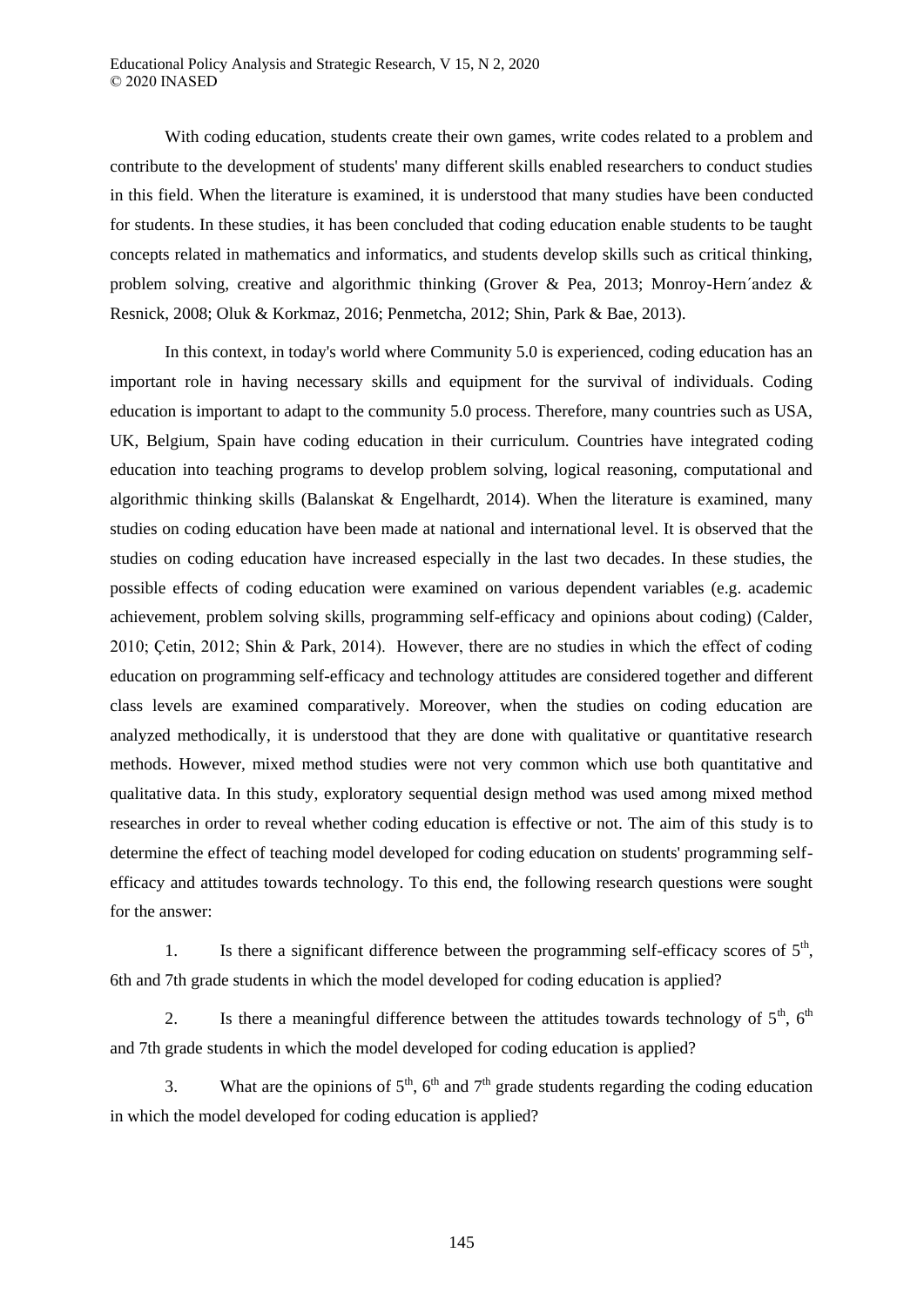With coding education, students create their own games, write codes related to a problem and contribute to the development of students' many different skills enabled researchers to conduct studies in this field. When the literature is examined, it is understood that many studies have been conducted for students. In these studies, it has been concluded that coding education enable students to be taught concepts related in mathematics and informatics, and students develop skills such as critical thinking, problem solving, creative and algorithmic thinking (Grover & Pea, 2013; Monroy-Hern´andez & Resnick, 2008; Oluk & Korkmaz, 2016; Penmetcha, 2012; Shin, Park & Bae, 2013).

In this context, in today's world where Community 5.0 is experienced, coding education has an important role in having necessary skills and equipment for the survival of individuals. Coding education is important to adapt to the community 5.0 process. Therefore, many countries such as USA, UK, Belgium, Spain have coding education in their curriculum. Countries have integrated coding education into teaching programs to develop problem solving, logical reasoning, computational and algorithmic thinking skills (Balanskat & Engelhardt, 2014). When the literature is examined, many studies on coding education have been made at national and international level. It is observed that the studies on coding education have increased especially in the last two decades. In these studies, the possible effects of coding education were examined on various dependent variables (e.g. academic achievement, problem solving skills, programming self-efficacy and opinions about coding) (Calder, 2010; Çetin, 2012; Shin & Park, 2014). However, there are no studies in which the effect of coding education on programming self-efficacy and technology attitudes are considered together and different class levels are examined comparatively. Moreover, when the studies on coding education are analyzed methodically, it is understood that they are done with qualitative or quantitative research methods. However, mixed method studies were not very common which use both quantitative and qualitative data. In this study, exploratory sequential design method was used among mixed method researches in order to reveal whether coding education is effective or not. The aim of this study is to determine the effect of teaching model developed for coding education on students' programming self-efficacy and attitudes towards technology. To this end, the following research questions were sought for the answer:

1. Is there a significant difference between the programming self-efficacy scores of 5th, 6th and 7th grade students in which the model developed for coding education is applied?

2. Is there a meaningful difference between the attitudes towards technology of 5th, 6th and 7th grade students in which the model developed for coding education is applied?

3. What are the opinions of 5th, 6th and 7th grade students regarding the coding education in which the model developed for coding education is applied?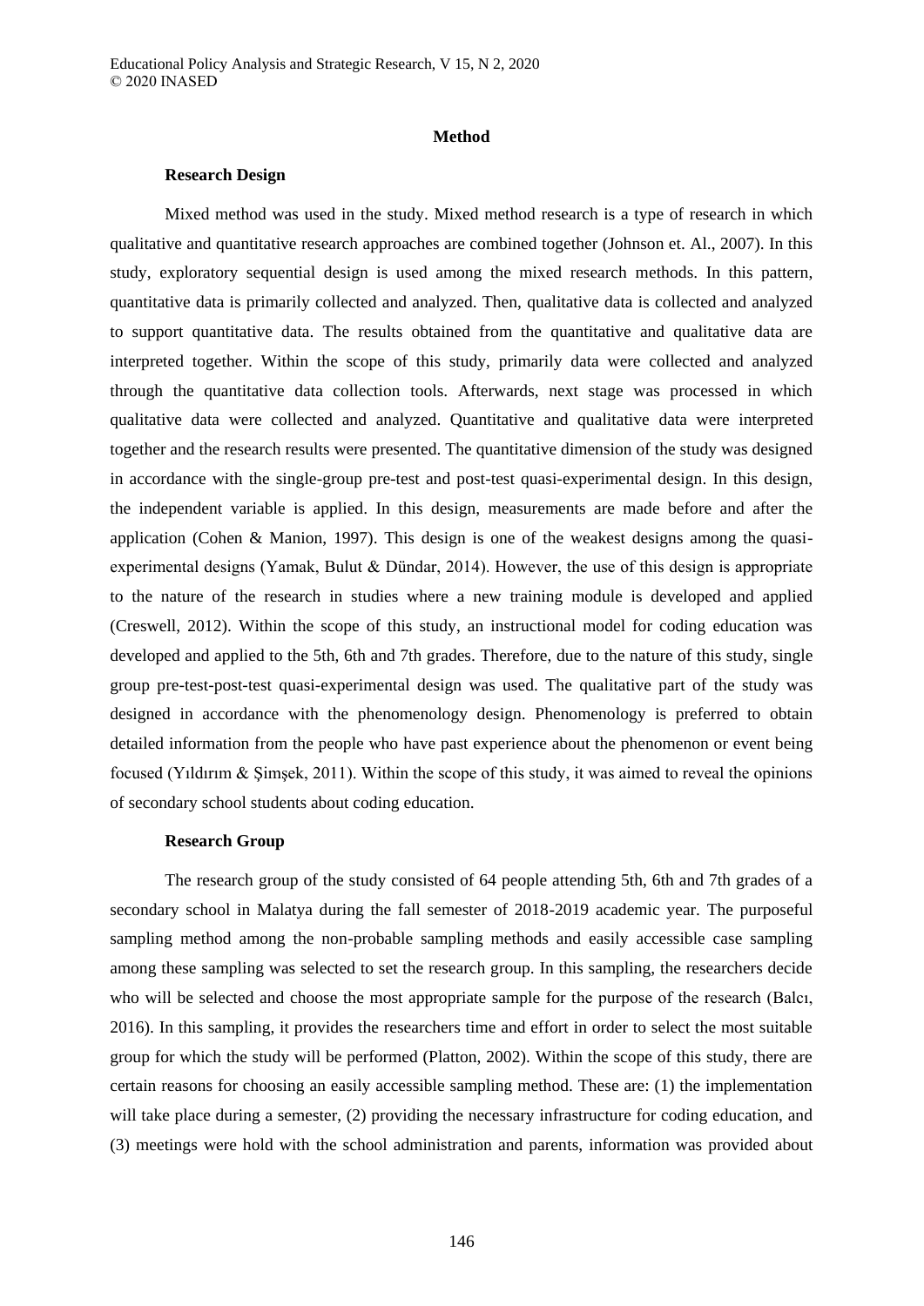## Method

### Research Design

Mixed method was used in the study. Mixed method research is a type of research in which qualitative and quantitative research approaches are combined together (Johnson et. Al., 2007). In this study, exploratory sequential design is used among the mixed research methods. In this pattern, quantitative data is primarily collected and analyzed. Then, qualitative data is collected and analyzed to support quantitative data. The results obtained from the quantitative and qualitative data are interpreted together. Within the scope of this study, primarily data were collected and analyzed through the quantitative data collection tools. Afterwards, next stage was processed in which qualitative data were collected and analyzed. Quantitative and qualitative data were interpreted together and the research results were presented. The quantitative dimension of the study was designed in accordance with the single-group pre-test and post-test quasi-experimental design. In this design, the independent variable is applied. In this design, measurements are made before and after the application (Cohen & Manion, 1997). This design is one of the weakest designs among the quasi-experimental designs (Yamak, Bulut & Dündar, 2014). However, the use of this design is appropriate to the nature of the research in studies where a new training module is developed and applied (Creswell, 2012). Within the scope of this study, an instructional model for coding education was developed and applied to the 5th, 6th and 7th grades. Therefore, due to the nature of this study, single group pre-test-post-test quasi-experimental design was used. The qualitative part of the study was designed in accordance with the phenomenology design. Phenomenology is preferred to obtain detailed information from the people who have past experience about the phenomenon or event being focused (Yıldırım & Şimşek, 2011). Within the scope of this study, it was aimed to reveal the opinions of secondary school students about coding education.

### Research Group

The research group of the study consisted of 64 people attending 5th, 6th and 7th grades of a secondary school in Malatya during the fall semester of 2018-2019 academic year. The purposeful sampling method among the non-probable sampling methods and easily accessible case sampling among these sampling was selected to set the research group. In this sampling, the researchers decide who will be selected and choose the most appropriate sample for the purpose of the research (Balcı, 2016). In this sampling, it provides the researchers time and effort in order to select the most suitable group for which the study will be performed (Platton, 2002). Within the scope of this study, there are certain reasons for choosing an easily accessible sampling method. These are: (1) the implementation will take place during a semester, (2) providing the necessary infrastructure for coding education, and (3) meetings were hold with the school administration and parents, information was provided about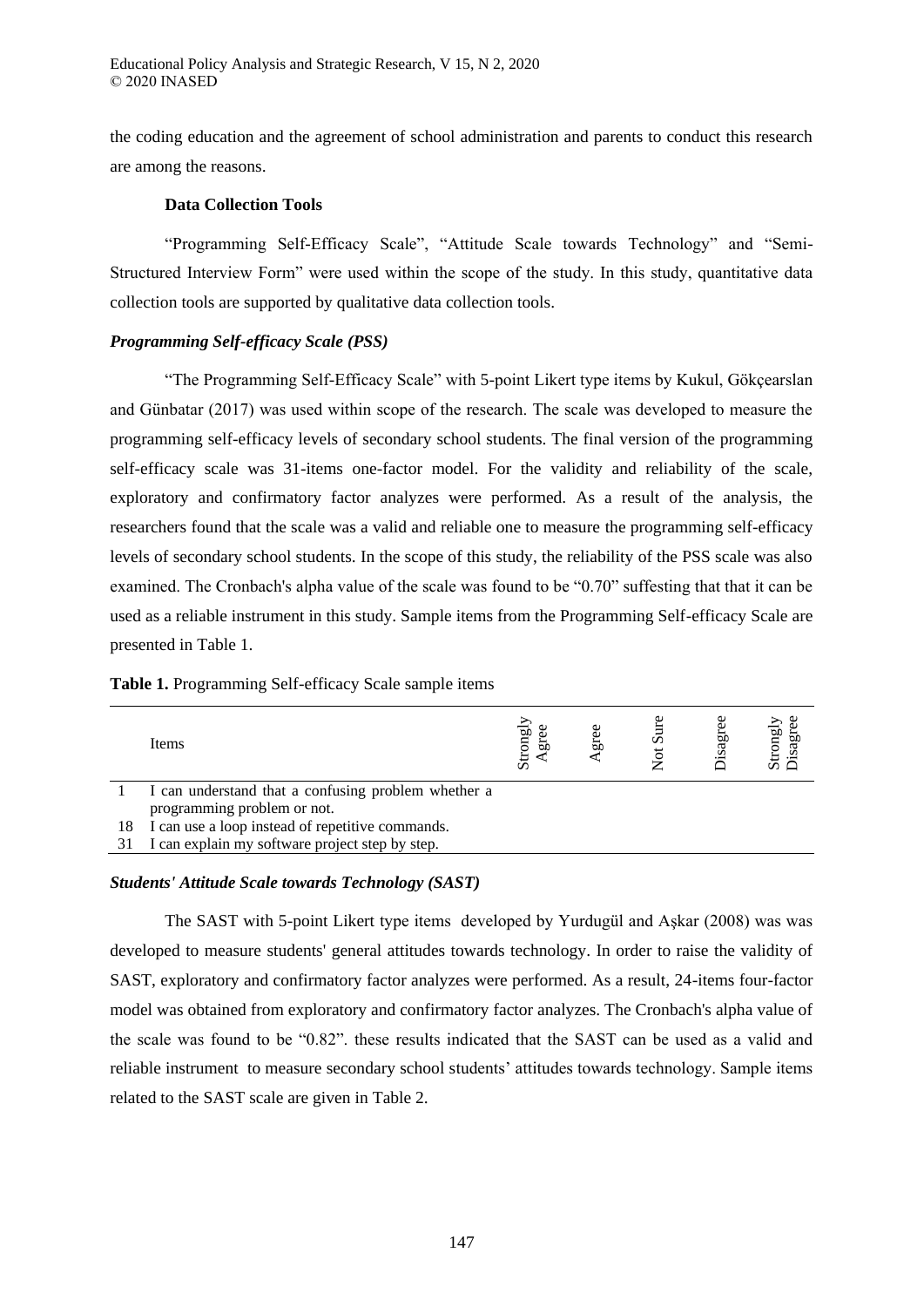the coding education and the agreement of school administration and parents to conduct this research are among the reasons.

**Data Collection Tools**

"Programming Self-Efficacy Scale", "Attitude Scale towards Technology" and "Semi-Structured Interview Form" were used within the scope of the study. In this study, quantitative data collection tools are supported by qualitative data collection tools.

***Programming Self-efficacy Scale (PSS)***

"The Programming Self-Efficacy Scale" with 5-point Likert type items by Kukul, Gökçearslan and Günbatar (2017) was used within scope of the research. The scale was developed to measure the programming self-efficacy levels of secondary school students. The final version of the programming self-efficacy scale was 31-items one-factor model. For the validity and reliability of the scale, exploratory and confirmatory factor analyzes were performed. As a result of the analysis, the researchers found that the scale was a valid and reliable one to measure the programming self-efficacy levels of secondary school students. In the scope of this study, the reliability of the PSS scale was also examined. The Cronbach's alpha value of the scale was found to be "0.70" suffesting that that it can be used as a reliable instrument in this study. Sample items from the Programming Self-efficacy Scale are presented in Table 1.

**Table 1.** Programming Self-efficacy Scale sample items

| | Items | Strongly Agree | Agree | Not Sure | Disagree | Strongly Disagree |
|---|---|---|---|---|---|---|
| 1 | I can understand that a confusing problem whether a programming problem or not. | | | | | |
| 18 | I can use a loop instead of repetitive commands. | | | | | |
| 31 | I can explain my software project step by step. | | | | | |

***Students' Attitude Scale towards Technology (SAST)***

The SAST with 5-point Likert type items developed by Yurdugül and Aşkar (2008) was was developed to measure students' general attitudes towards technology. In order to raise the validity of SAST, exploratory and confirmatory factor analyzes were performed. As a result, 24-items four-factor model was obtained from exploratory and confirmatory factor analyzes. The Cronbach's alpha value of the scale was found to be "0.82". these results indicated that the SAST can be used as a valid and reliable instrument to measure secondary school students' attitudes towards technology. Sample items related to the SAST scale are given in Table 2.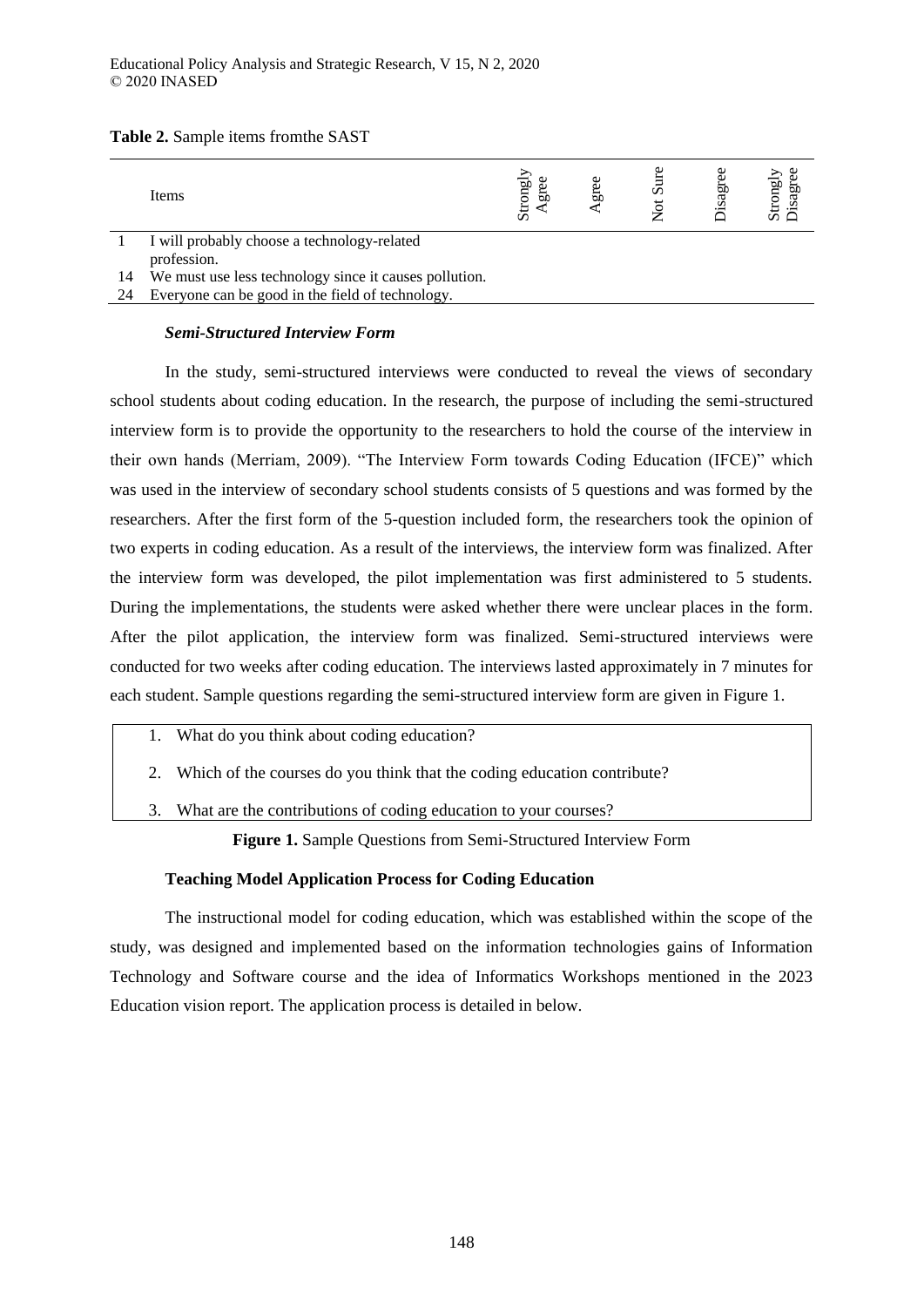**Table 2.** Sample items fromthe SAST

| | Items | Strongly Agree | Agree | Not Sure | Disagree | Strongly Disagree |
|---|---|---|---|---|---|---|
| 1 | I will probably choose a technology-related profession. | | | | | |
| 14 | We must use less technology since it causes pollution. | | | | | |
| 24 | Everyone can be good in the field of technology. | | | | | |

***Semi-Structured Interview Form***

In the study, semi-structured interviews were conducted to reveal the views of secondary school students about coding education. In the research, the purpose of including the semi-structured interview form is to provide the opportunity to the researchers to hold the course of the interview in their own hands (Merriam, 2009). "The Interview Form towards Coding Education (IFCE)" which was used in the interview of secondary school students consists of 5 questions and was formed by the researchers. After the first form of the 5-question included form, the researchers took the opinion of two experts in coding education. As a result of the interviews, the interview form was finalized. After the interview form was developed, the pilot implementation was first administered to 5 students. During the implementations, the students were asked whether there were unclear places in the form. After the pilot application, the interview form was finalized. Semi-structured interviews were conducted for two weeks after coding education. The interviews lasted approximately in 7 minutes for each student. Sample questions regarding the semi-structured interview form are given in Figure 1.

1. What do you think about coding education?
2. Which of the courses do you think that the coding education contribute?
3. What are the contributions of coding education to your courses?

**Figure 1.** Sample Questions from Semi-Structured Interview Form

**Teaching Model Application Process for Coding Education**

The instructional model for coding education, which was established within the scope of the study, was designed and implemented based on the information technologies gains of Information Technology and Software course and the idea of Informatics Workshops mentioned in the 2023 Education vision report. The application process is detailed in below.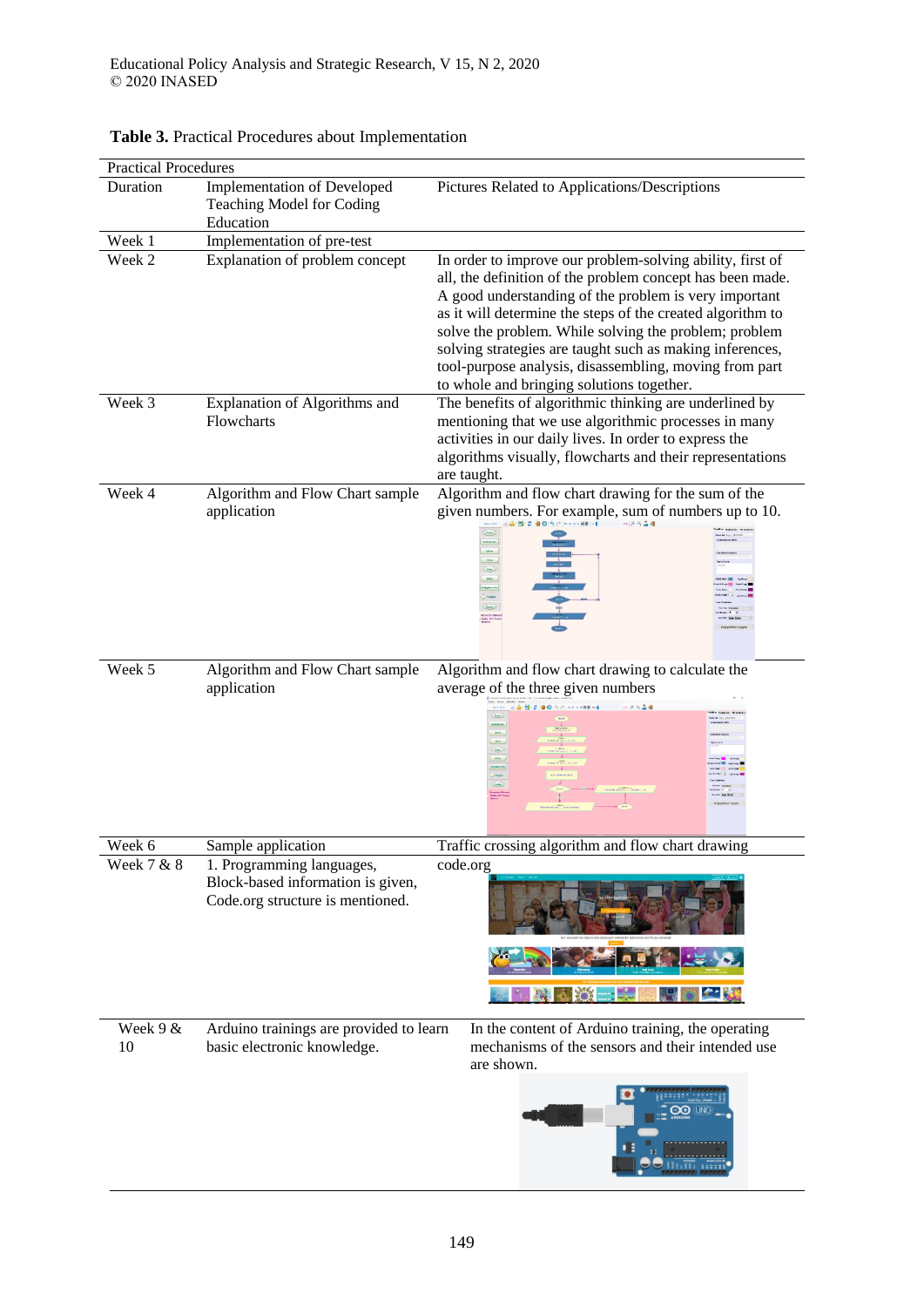**Table 3.** Practical Procedures about Implementation

| Practical Procedures | | |
|---|---|---|
| Duration | Implementation of Developed Teaching Model for Coding Education | Pictures Related to Applications/Descriptions |
| Week 1 | Implementation of pre-test | |
| Week 2 | Explanation of problem concept | In order to improve our problem-solving ability, first of all, the definition of the problem concept has been made. A good understanding of the problem is very important as it will determine the steps of the created algorithm to solve the problem. While solving the problem; problem solving strategies are taught such as making inferences, tool-purpose analysis, disassembling, moving from part to whole and bringing solutions together. |
| Week 3 | Explanation of Algorithms and Flowcharts | The benefits of algorithmic thinking are underlined by mentioning that we use algorithmic processes in many activities in our daily lives. In order to express the algorithms visually, flowcharts and their representations are taught. |
| Week 4 | Algorithm and Flow Chart sample application | Algorithm and flow chart drawing for the sum of the given numbers. For example, sum of numbers up to 10. |
| Week 5 | Algorithm and Flow Chart sample application | Algorithm and flow chart drawing to calculate the average of the three given numbers |
| Week 6 | Sample application | Traffic crossing algorithm and flow chart drawing |
| Week 7 & 8 | 1. Programming languages, Block-based information is given, Code.org structure is mentioned. | code.org |
| Week 9 & 10 | Arduino trainings are provided to learn basic electronic knowledge. | In the content of Arduino training, the operating mechanisms of the sensors and their intended use are shown. |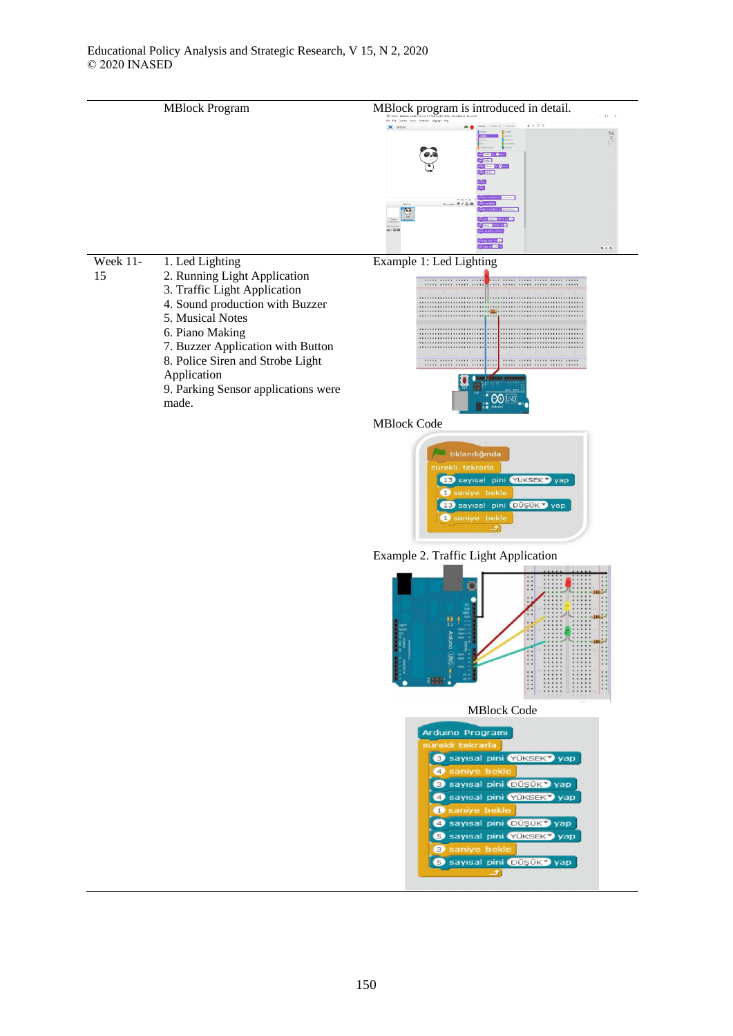| | MBlock Program | MBlock program is introduced in detail. |
|---|---|---|
| Week 11-15 | 1. Led Lighting<br>2. Running Light Application<br>3. Traffic Light Application<br>4. Sound production with Buzzer<br>5. Musical Notes<br>6. Piano Making<br>7. Buzzer Application with Button<br>8. Police Siren and Strobe Light Application<br>9. Parking Sensor applications were made. | Example 1: Led Lighting<br><br>MBlock Code<br><br>Example 2. Traffic Light Application<br><br>MBlock Code |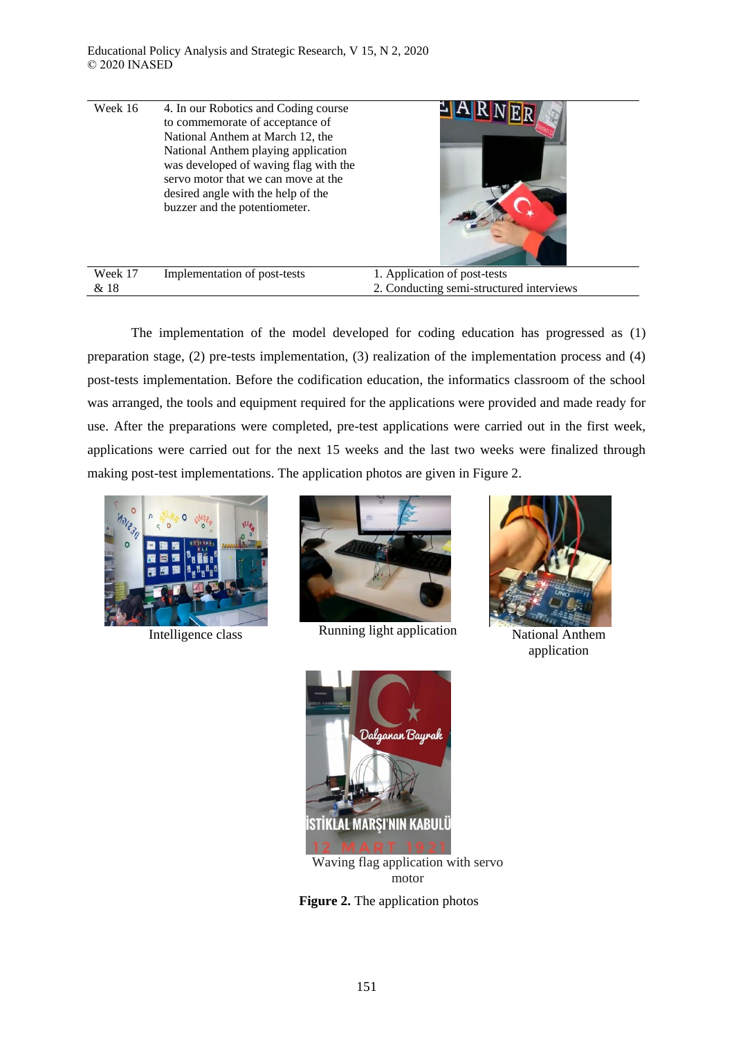| | | |
|---|---|---|
| Week 16 | 4. In our Robotics and Coding course to commemorate of acceptance of National Anthem at March 12, the National Anthem playing application was developed of waving flag with the servo motor that we can move at the desired angle with the help of the buzzer and the potentiometer. | |
| Week 17 & 18 | Implementation of post-tests | 1. Application of post-tests<br>2. Conducting semi-structured interviews |

The implementation of the model developed for coding education has progressed as (1) preparation stage, (2) pre-tests implementation, (3) realization of the implementation process and (4) post-tests implementation. Before the codification education, the informatics classroom of the school was arranged, the tools and equipment required for the applications were provided and made ready for use. After the preparations were completed, pre-test applications were carried out in the first week, applications were carried out for the next 15 weeks and the last two weeks were finalized through making post-test implementations. The application photos are given in Figure 2.

Intelligence class

Running light application

National Anthem application

Waving flag application with servo motor

**Figure 2.** The application photos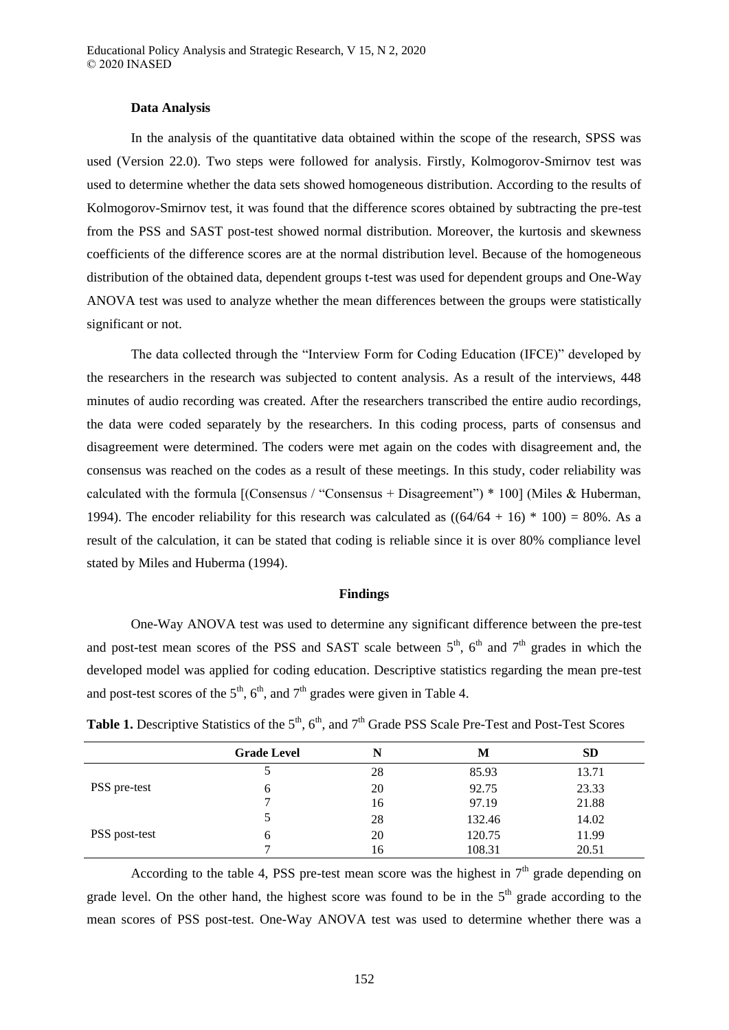**Data Analysis**

In the analysis of the quantitative data obtained within the scope of the research, SPSS was used (Version 22.0). Two steps were followed for analysis. Firstly, Kolmogorov-Smirnov test was used to determine whether the data sets showed homogeneous distribution. According to the results of Kolmogorov-Smirnov test, it was found that the difference scores obtained by subtracting the pre-test from the PSS and SAST post-test showed normal distribution. Moreover, the kurtosis and skewness coefficients of the difference scores are at the normal distribution level. Because of the homogeneous distribution of the obtained data, dependent groups t-test was used for dependent groups and One-Way ANOVA test was used to analyze whether the mean differences between the groups were statistically significant or not.

The data collected through the "Interview Form for Coding Education (IFCE)" developed by the researchers in the research was subjected to content analysis. As a result of the interviews, 448 minutes of audio recording was created. After the researchers transcribed the entire audio recordings, the data were coded separately by the researchers. In this coding process, parts of consensus and disagreement were determined. The coders were met again on the codes with disagreement and, the consensus was reached on the codes as a result of these meetings. In this study, coder reliability was calculated with the formula [(Consensus / "Consensus + Disagreement") * 100] (Miles & Huberman, 1994). The encoder reliability for this research was calculated as ((64/64 + 16) * 100) = 80%. As a result of the calculation, it can be stated that coding is reliable since it is over 80% compliance level stated by Miles and Huberma (1994).

## Findings

One-Way ANOVA test was used to determine any significant difference between the pre-test and post-test mean scores of the PSS and SAST scale between 5th, 6th and 7th grades in which the developed model was applied for coding education. Descriptive statistics regarding the mean pre-test and post-test scores of the 5th, 6th, and 7th grades were given in Table 4.

**Table 1.** Descriptive Statistics of the 5th, 6th, and 7th Grade PSS Scale Pre-Test and Post-Test Scores

| | Grade Level | N | M | SD |
|---|---|---|---|---|
| PSS pre-test | 5 | 28 | 85.93 | 13.71 |
| | 6 | 20 | 92.75 | 23.33 |
| | 7 | 16 | 97.19 | 21.88 |
| PSS post-test | 5 | 28 | 132.46 | 14.02 |
| | 6 | 20 | 120.75 | 11.99 |
| | 7 | 16 | 108.31 | 20.51 |

According to the table 4, PSS pre-test mean score was the highest in 7th grade depending on grade level. On the other hand, the highest score was found to be in the 5th grade according to the mean scores of PSS post-test. One-Way ANOVA test was used to determine whether there was a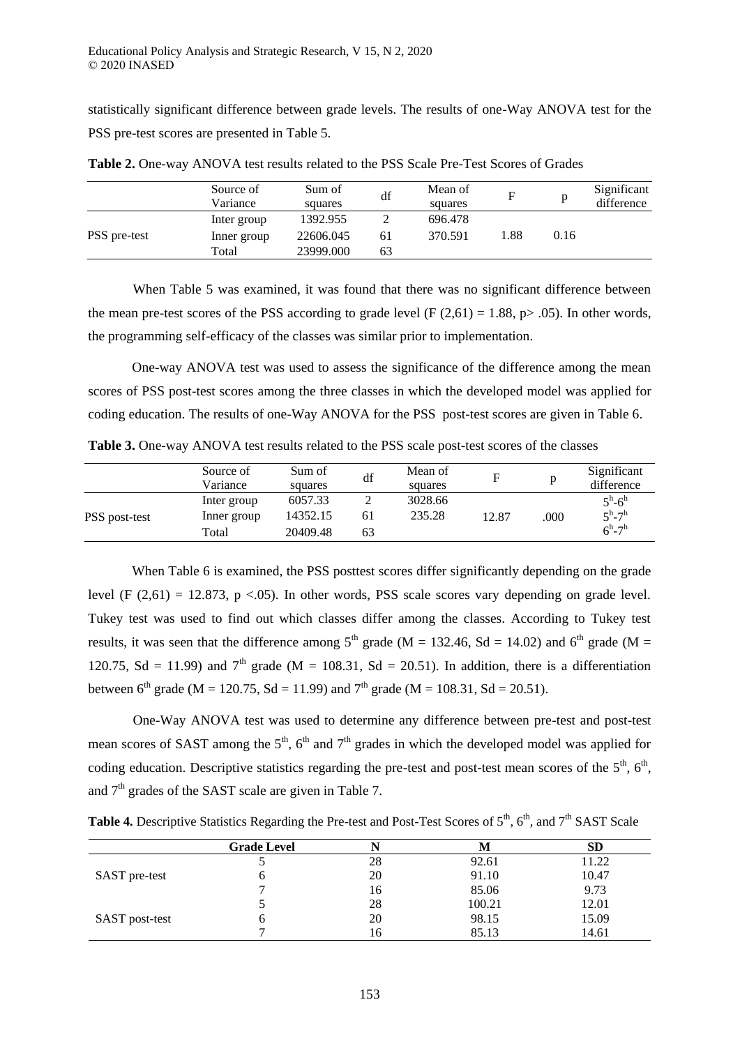statistically significant difference between grade levels. The results of one-Way ANOVA test for the PSS pre-test scores are presented in Table 5.

**Table 2.** One-way ANOVA test results related to the PSS Scale Pre-Test Scores of Grades

| | Source of Variance | Sum of squares | df | Mean of squares | F | p | Significant difference |
|---|---|---|---|---|---|---|---|
| PSS pre-test | Inter group | 1392.955 | 2 | 696.478 | 1.88 | 0.16 | |
| | Inner group | 22606.045 | 61 | 370.591 | | | |
| | Total | 23999.000 | 63 | | | | |

When Table 5 was examined, it was found that there was no significant difference between the mean pre-test scores of the PSS according to grade level ($F(2,61) = 1.88$, $p > .05$). In other words, the programming self-efficacy of the classes was similar prior to implementation.

One-way ANOVA test was used to assess the significance of the difference among the mean scores of PSS post-test scores among the three classes in which the developed model was applied for coding education. The results of one-Way ANOVA for the PSS post-test scores are given in Table 6.

**Table 3.** One-way ANOVA test results related to the PSS scale post-test scores of the classes

| | Source of Variance | Sum of squares | df | Mean of squares | F | p | Significant difference |
|---|---|---|---|---|---|---|---|
| PSS post-test | Inter group | 6057.33 | 2 | 3028.66 | 12.87 | .000 | 5h-6h |
| | Inner group | 14352.15 | 61 | 235.28 | | | 5h-7h |
| | Total | 20409.48 | 63 | | | | 6h-7h |

When Table 6 is examined, the PSS posttest scores differ significantly depending on the grade level ($F(2,61) = 12.873$, $p < .05$). In other words, PSS scale scores vary depending on grade level. Tukey test was used to find out which classes differ among the classes. According to Tukey test results, it was seen that the difference among 5th grade ($M = 132.46$, $Sd = 14.02$) and 6th grade ($M = 120.75$, $Sd = 11.99$) and 7th grade ($M = 108.31$, $Sd = 20.51$). In addition, there is a differentiation between 6th grade ($M = 120.75$, $Sd = 11.99$) and 7th grade ($M = 108.31$, $Sd = 20.51$).

One-Way ANOVA test was used to determine any difference between pre-test and post-test mean scores of SAST among the 5th, 6th and 7th grades in which the developed model was applied for coding education. Descriptive statistics regarding the pre-test and post-test mean scores of the 5th, 6th, and 7th grades of the SAST scale are given in Table 7.

**Table 4.** Descriptive Statistics Regarding the Pre-test and Post-Test Scores of 5th, 6th, and 7th SAST Scale

| | Grade Level | N | M | SD |
|---|---|---|---|---|
| SAST pre-test | 5 | 28 | 92.61 | 11.22 |
| | 6 | 20 | 91.10 | 10.47 |
| | 7 | 16 | 85.06 | 9.73 |
| SAST post-test | 5 | 28 | 100.21 | 12.01 |
| | 6 | 20 | 98.15 | 15.09 |
| | 7 | 16 | 85.13 | 14.61 |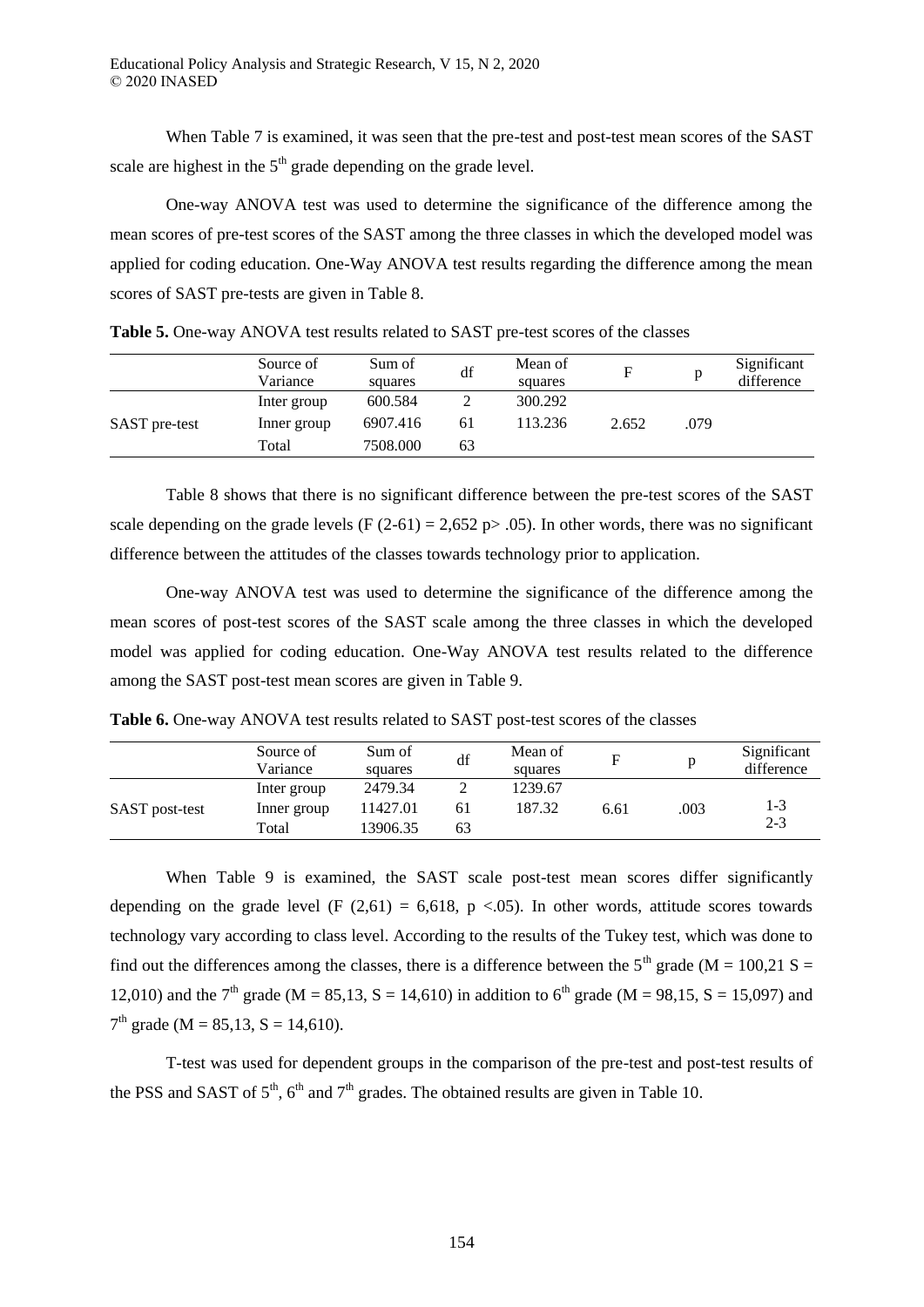When Table 7 is examined, it was seen that the pre-test and post-test mean scores of the SAST scale are highest in the 5th grade depending on the grade level.

One-way ANOVA test was used to determine the significance of the difference among the mean scores of pre-test scores of the SAST among the three classes in which the developed model was applied for coding education. One-Way ANOVA test results regarding the difference among the mean scores of SAST pre-tests are given in Table 8.

**Table 5.** One-way ANOVA test results related to SAST pre-test scores of the classes

| | Source of Variance | Sum of squares | df | Mean of squares | F | p | Significant difference |
|---|---|---|---|---|---|---|---|
| SAST pre-test | Inter group | 600.584 | 2 | 300.292 | 2.652 | .079 | |
| | Inner group | 6907.416 | 61 | 113.236 | | | |
| | Total | 7508.000 | 63 | | | | |

Table 8 shows that there is no significant difference between the pre-test scores of the SAST scale depending on the grade levels ($F (2\text{-}61) = 2{,}652$ $p > .05$). In other words, there was no significant difference between the attitudes of the classes towards technology prior to application.

One-way ANOVA test was used to determine the significance of the difference among the mean scores of post-test scores of the SAST scale among the three classes in which the developed model was applied for coding education. One-Way ANOVA test results related to the difference among the SAST post-test mean scores are given in Table 9.

**Table 6.** One-way ANOVA test results related to SAST post-test scores of the classes

| | Source of Variance | Sum of squares | df | Mean of squares | F | p | Significant difference |
|---|---|---|---|---|---|---|---|
| SAST post-test | Inter group | 2479.34 | 2 | 1239.67 | 6.61 | .003 | 1-3<br>2-3 |
| | Inner group | 11427.01 | 61 | 187.32 | | | |
| | Total | 13906.35 | 63 | | | | |

When Table 9 is examined, the SAST scale post-test mean scores differ significantly depending on the grade level ($F (2{,}61) = 6{,}618$, $p < .05$). In other words, attitude scores towards technology vary according to class level. According to the results of the Tukey test, which was done to find out the differences among the classes, there is a difference between the 5th grade ($M = 100{,}21$ $S = 12{,}010$) and the 7th grade ($M = 85{,}13$, $S = 14{,}610$) in addition to 6th grade ($M = 98{,}15$, $S = 15{,}097$) and 7th grade ($M = 85{,}13$, $S = 14{,}610$).

T-test was used for dependent groups in the comparison of the pre-test and post-test results of the PSS and SAST of 5th, 6th and 7th grades. The obtained results are given in Table 10.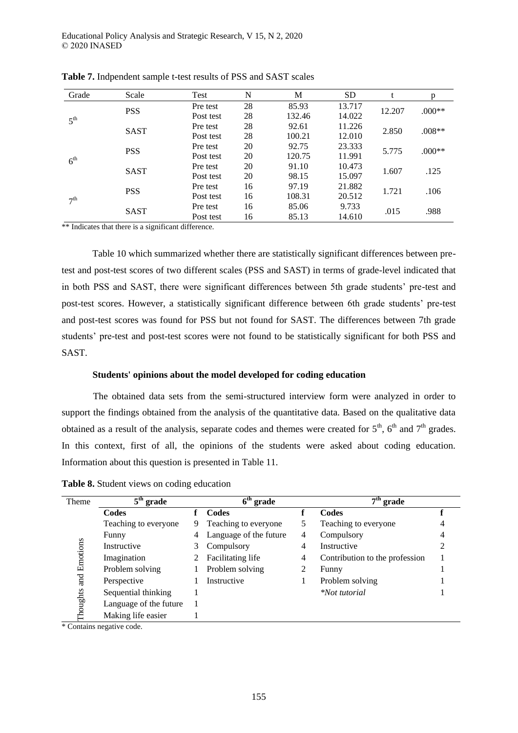**Table 7.** Indpendent sample t-test results of PSS and SAST scales

| Grade | Scale | Test | N | M | SD | t | p |
|---|---|---|---|---|---|---|---|
| $5^{th}$ | PSS | Pre test | 28 | 85.93 | 13.717 | 12.207 | .000** |
| | | Post test | 28 | 132.46 | 14.022 | | |
| | SAST | Pre test | 28 | 92.61 | 11.226 | 2.850 | .008** |
| | | Post test | 28 | 100.21 | 12.010 | | |
| $6^{th}$ | PSS | Pre test | 20 | 92.75 | 23.333 | 5.775 | .000** |
| | | Post test | 20 | 120.75 | 11.991 | | |
| | SAST | Pre test | 20 | 91.10 | 10.473 | 1.607 | .125 |
| | | Post test | 20 | 98.15 | 15.097 | | |
| $7^{th}$ | PSS | Pre test | 16 | 97.19 | 21.882 | 1.721 | .106 |
| | | Post test | 16 | 108.31 | 20.512 | | |
| | SAST | Pre test | 16 | 85.06 | 9.733 | .015 | .988 |
| | | Post test | 16 | 85.13 | 14.610 | | |

** Indicates that there is a significant difference.

Table 10 which summarized whether there are statistically significant differences between pre-test and post-test scores of two different scales (PSS and SAST) in terms of grade-level indicated that in both PSS and SAST, there were significant differences between 5th grade students' pre-test and post-test scores. However, a statistically significant difference between 6th grade students' pre-test and post-test scores was found for PSS but not found for SAST. The differences between 7th grade students' pre-test and post-test scores were not found to be statistically significant for both PSS and SAST.

**Students' opinions about the model developed for coding education**

The obtained data sets from the semi-structured interview form were analyzed in order to support the findings obtained from the analysis of the quantitative data. Based on the qualitative data obtained as a result of the analysis, separate codes and themes were created for $5^{th}$, $6^{th}$ and $7^{th}$ grades. In this context, first of all, the opinions of the students were asked about coding education. Information about this question is presented in Table 11.

**Table 8.** Student views on coding education

| Theme | $5^{th}$ grade | | $6^{th}$ grade | | $7^{th}$ grade | |
|---|---|---|---|---|---|---|
| | **Codes** | **f** | **Codes** | **f** | **Codes** | **f** |
| Thoughts and Emotions | Teaching to everyone | 9 | Teaching to everyone | 5 | Teaching to everyone | 4 |
| | Funny | 4 | Language of the future | 4 | Compulsory | 4 |
| | Instructive | 3 | Compulsory | 4 | Instructive | 2 |
| | Imagination | 2 | Facilitating life | 4 | Contribution to the profession | 1 |
| | Problem solving | 1 | Problem solving | 2 | Funny | 1 |
| | Perspective | 1 | Instructive | 1 | Problem solving | 1 |
| | Sequential thinking | 1 | | | *\*Not tutorial* | 1 |
| | Language of the future | 1 | | | | |
| | Making life easier | 1 | | | | |

\* Contains negative code.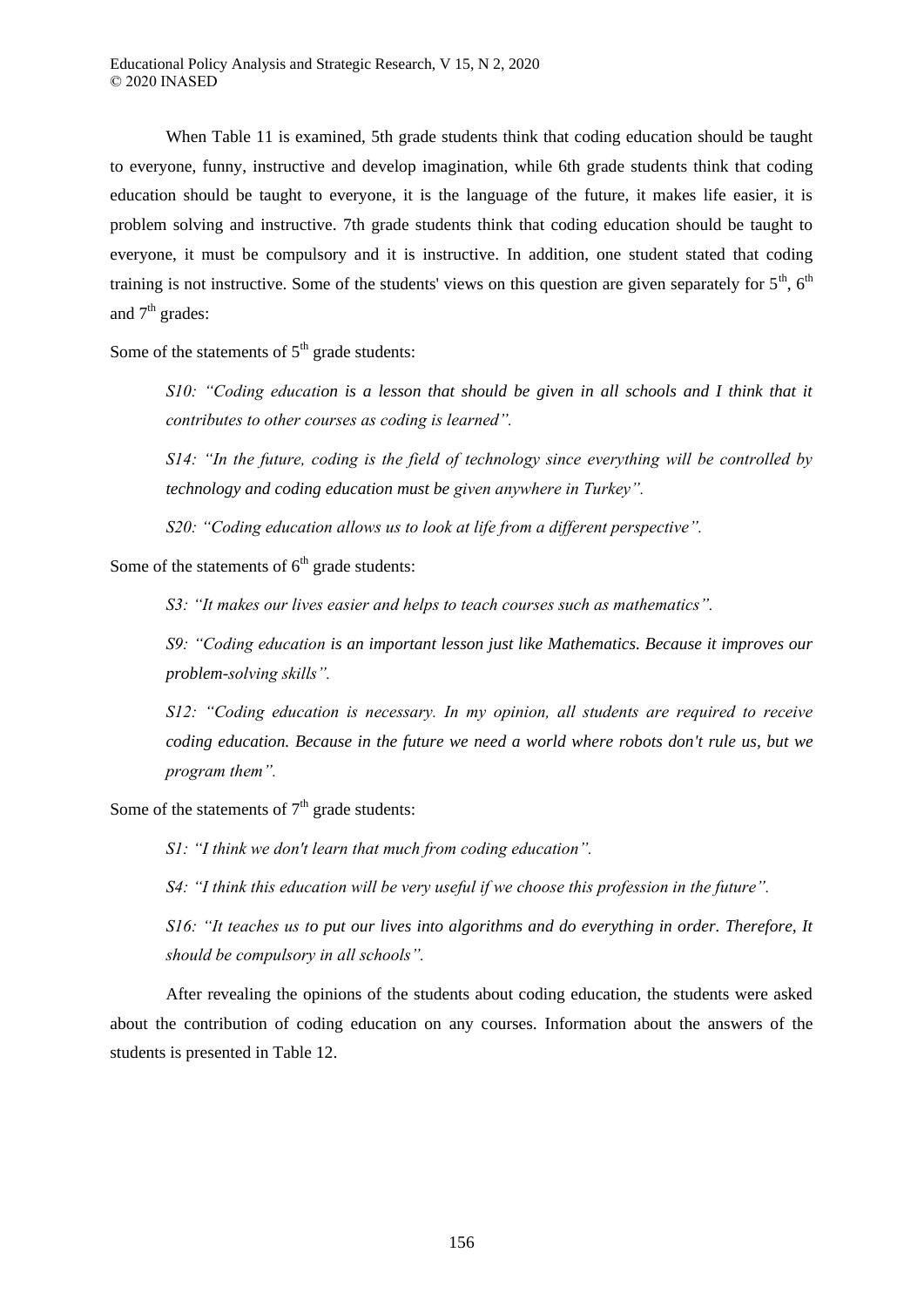When Table 11 is examined, 5th grade students think that coding education should be taught to everyone, funny, instructive and develop imagination, while 6th grade students think that coding education should be taught to everyone, it is the language of the future, it makes life easier, it is problem solving and instructive. 7th grade students think that coding education should be taught to everyone, it must be compulsory and it is instructive. In addition, one student stated that coding training is not instructive. Some of the students' views on this question are given separately for 5th, 6th and 7th grades:

Some of the statements of 5th grade students:

> *S10: "Coding education is a lesson that should be given in all schools and I think that it contributes to other courses as coding is learned".*
>
> *S14: "In the future, coding is the field of technology since everything will be controlled by technology and coding education must be given anywhere in Turkey".*
>
> *S20: "Coding education allows us to look at life from a different perspective".*

Some of the statements of 6th grade students:

> *S3: "It makes our lives easier and helps to teach courses such as mathematics".*
>
> *S9: "Coding education is an important lesson just like Mathematics. Because it improves our problem-solving skills".*
>
> *S12: "Coding education is necessary. In my opinion, all students are required to receive coding education. Because in the future we need a world where robots don't rule us, but we program them".*

Some of the statements of 7th grade students:

> *S1: "I think we don't learn that much from coding education".*
>
> *S4: "I think this education will be very useful if we choose this profession in the future".*
>
> *S16: "It teaches us to put our lives into algorithms and do everything in order. Therefore, It should be compulsory in all schools".*

After revealing the opinions of the students about coding education, the students were asked about the contribution of coding education on any courses. Information about the answers of the students is presented in Table 12.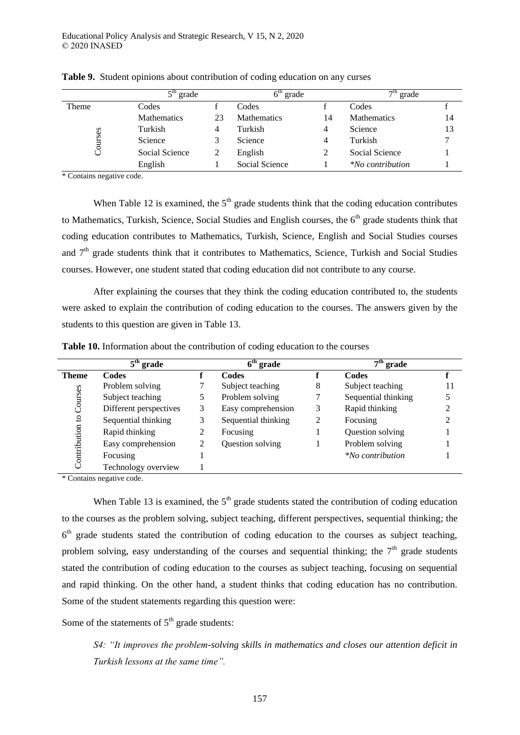**Table 9.** Student opinions about contribution of coding education on any curses

| | 5th grade | | 6th grade | | 7th grade | |
|---|---|---|---|---|---|---|
| Theme | Codes | f | Codes | f | Codes | f |
| Courses | Mathematics | 23 | Mathematics | 14 | Mathematics | 14 |
| | Turkish | 4 | Turkish | 4 | Science | 13 |
| | Science | 3 | Science | 4 | Turkish | 7 |
| | Social Science | 2 | English | 2 | Social Science | 1 |
| | English | 1 | Social Science | 1 | *No contribution | 1 |

* Contains negative code.

When Table 12 is examined, the 5th grade students think that the coding education contributes to Mathematics, Turkish, Science, Social Studies and English courses, the 6th grade students think that coding education contributes to Mathematics, Turkish, Science, English and Social Studies courses and 7th grade students think that it contributes to Mathematics, Science, Turkish and Social Studies courses. However, one student stated that coding education did not contribute to any course.

After explaining the courses that they think the coding education contributed to, the students were asked to explain the contribution of coding education to the courses. The answers given by the students to this question are given in Table 13.

**Table 10.** Information about the contribution of coding education to the courses

| | 5th grade | | 6th grade | | 7th grade | |
|---|---|---|---|---|---|---|
| **Theme** | **Codes** | **f** | **Codes** | **f** | **Codes** | **f** |
| Contribution to Courses | Problem solving | 7 | Subject teaching | 8 | Subject teaching | 11 |
| | Subject teaching | 5 | Problem solving | 7 | Sequential thinking | 5 |
| | Different perspectives | 3 | Easy comprehension | 3 | Rapid thinking | 2 |
| | Sequential thinking | 3 | Sequential thinking | 2 | Focusing | 2 |
| | Rapid thinking | 2 | Focusing | 1 | Question solving | 1 |
| | Easy comprehension | 2 | Question solving | 1 | Problem solving | 1 |
| | Focusing | 1 | | | *No contribution | 1 |
| | Technology overview | 1 | | | | |

* Contains negative code.

When Table 13 is examined, the 5th grade students stated the contribution of coding education to the courses as the problem solving, subject teaching, different perspectives, sequential thinking; the 6th grade students stated the contribution of coding education to the courses as subject teaching, problem solving, easy understanding of the courses and sequential thinking; the 7th grade students stated the contribution of coding education to the courses as subject teaching, focusing on sequential and rapid thinking. On the other hand, a student thinks that coding education has no contribution. Some of the student statements regarding this question were:

Some of the statements of 5th grade students:

*S4: "It improves the problem-solving skills in mathematics and closes our attention deficit in Turkish lessons at the same time".*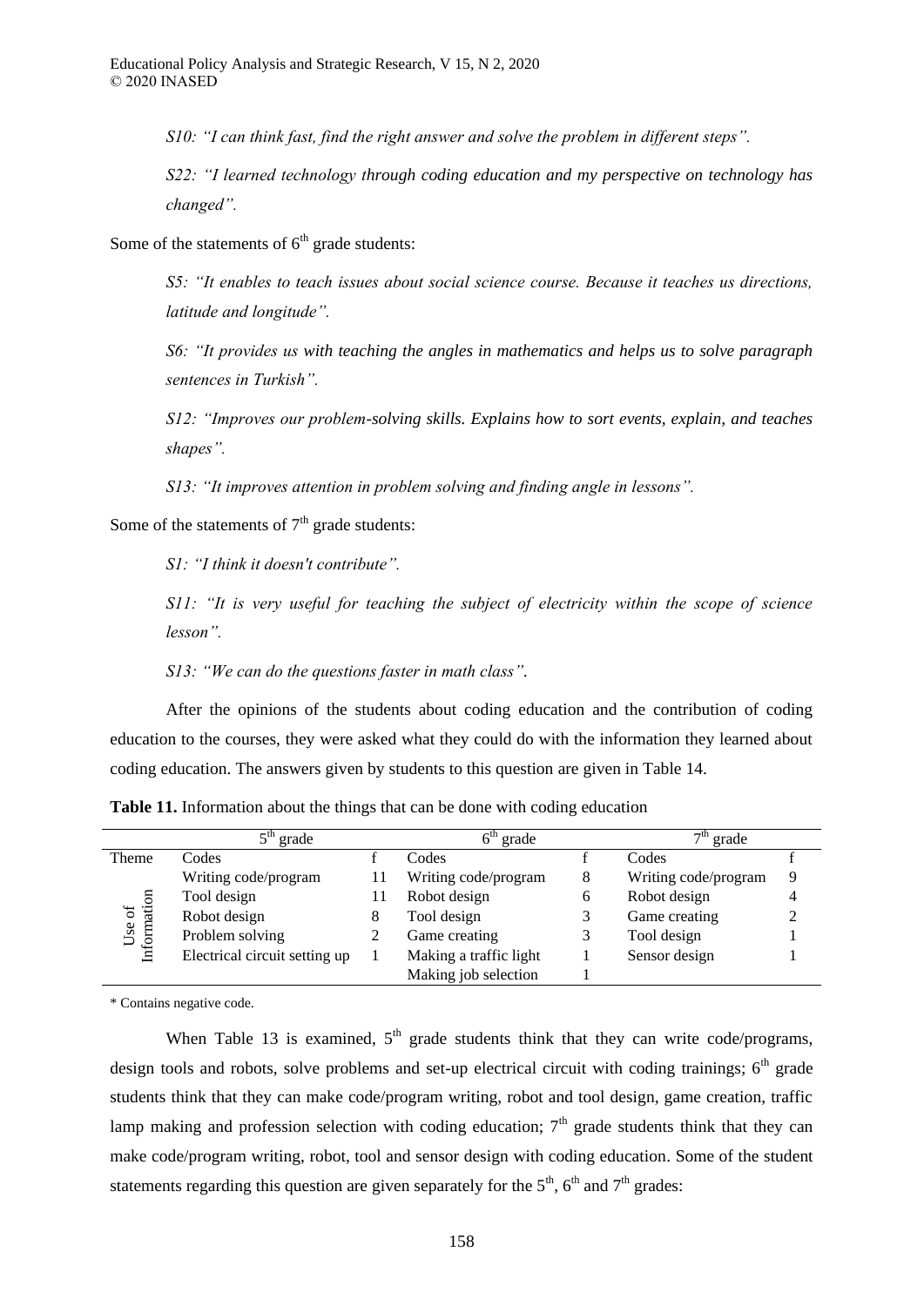*S10: "I can think fast, find the right answer and solve the problem in different steps".*

*S22: "I learned technology through coding education and my perspective on technology has changed".*

Some of the statements of 6th grade students:

*S5: "It enables to teach issues about social science course. Because it teaches us directions, latitude and longitude".*

*S6: "It provides us with teaching the angles in mathematics and helps us to solve paragraph sentences in Turkish".*

*S12: "Improves our problem-solving skills. Explains how to sort events, explain, and teaches shapes".*

*S13: "It improves attention in problem solving and finding angle in lessons".*

Some of the statements of 7th grade students:

*S1: "I think it doesn't contribute".*

*S11: "It is very useful for teaching the subject of electricity within the scope of science lesson".*

*S13: "We can do the questions faster in math class".*

After the opinions of the students about coding education and the contribution of coding education to the courses, they were asked what they could do with the information they learned about coding education. The answers given by students to this question are given in Table 14.

**Table 11.** Information about the things that can be done with coding education

| | 5th grade | | 6th grade | | 7th grade | |
|---|---|---|---|---|---|---|
| Theme | Codes | f | Codes | f | Codes | f |
| Use of Information | Writing code/program | 11 | Writing code/program | 8 | Writing code/program | 9 |
| | Tool design | 11 | Robot design | 6 | Robot design | 4 |
| | Robot design | 8 | Tool design | 3 | Game creating | 2 |
| | Problem solving | 2 | Game creating | 3 | Tool design | 1 |
| | Electrical circuit setting up | 1 | Making a traffic light | 1 | Sensor design | 1 |
| | | | Making job selection | 1 | | |

\* Contains negative code.

When Table 13 is examined, 5th grade students think that they can write code/programs, design tools and robots, solve problems and set-up electrical circuit with coding trainings; 6th grade students think that they can make code/program writing, robot and tool design, game creation, traffic lamp making and profession selection with coding education; 7th grade students think that they can make code/program writing, robot, tool and sensor design with coding education. Some of the student statements regarding this question are given separately for the 5th, 6th and 7th grades: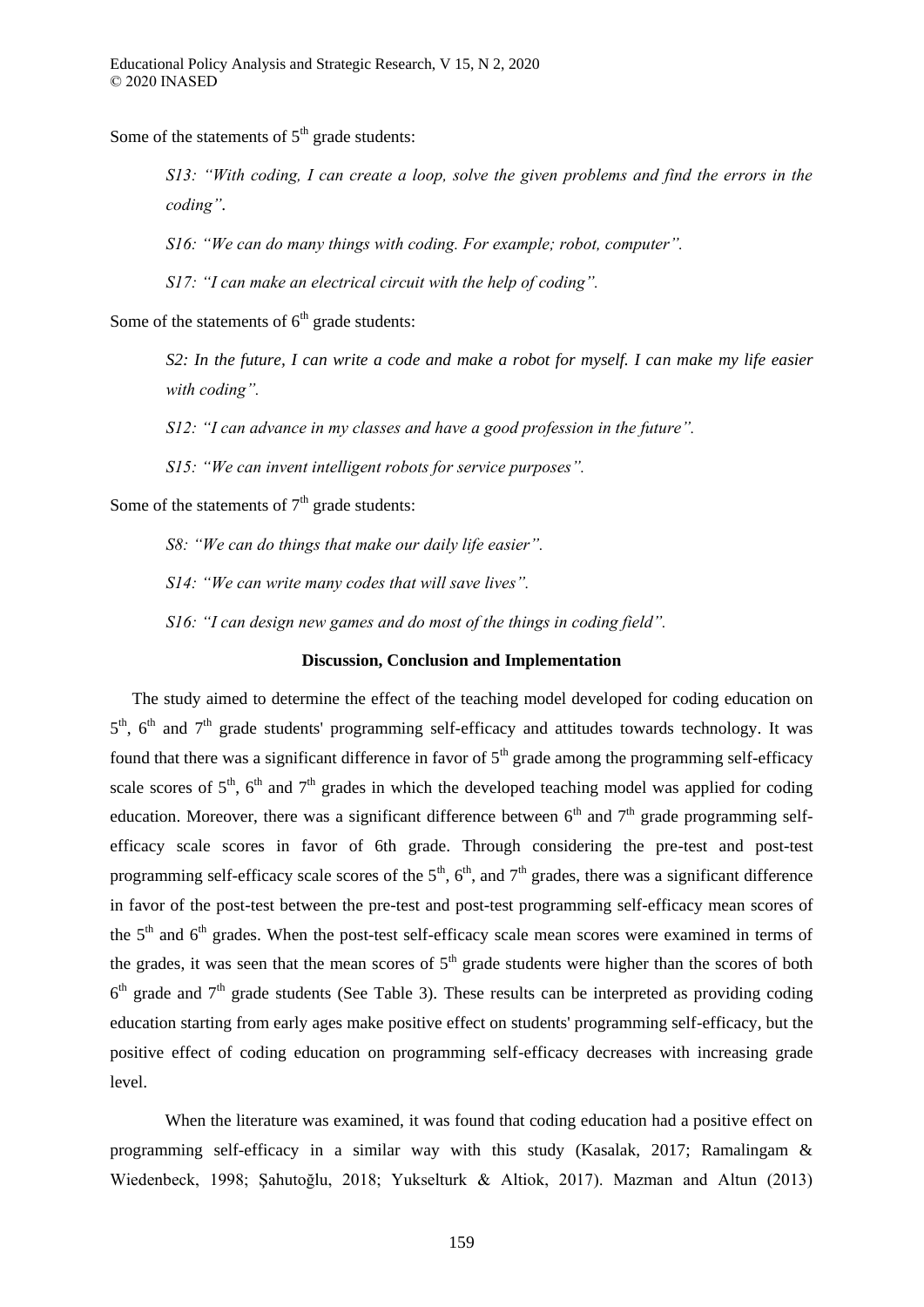Some of the statements of 5th grade students:

> *S13: "With coding, I can create a loop, solve the given problems and find the errors in the coding".*
>
> *S16: "We can do many things with coding. For example; robot, computer".*
>
> *S17: "I can make an electrical circuit with the help of coding".*

Some of the statements of 6th grade students:

> *S2: In the future, I can write a code and make a robot for myself. I can make my life easier with coding".*
>
> *S12: "I can advance in my classes and have a good profession in the future".*
>
> *S15: "We can invent intelligent robots for service purposes".*

Some of the statements of 7th grade students:

> *S8: "We can do things that make our daily life easier".*
>
> *S14: "We can write many codes that will save lives".*
>
> *S16: "I can design new games and do most of the things in coding field".*

## Discussion, Conclusion and Implementation

The study aimed to determine the effect of the teaching model developed for coding education on 5th, 6th and 7th grade students' programming self-efficacy and attitudes towards technology. It was found that there was a significant difference in favor of 5th grade among the programming self-efficacy scale scores of 5th, 6th and 7th grades in which the developed teaching model was applied for coding education. Moreover, there was a significant difference between 6th and 7th grade programming self-efficacy scale scores in favor of 6th grade. Through considering the pre-test and post-test programming self-efficacy scale scores of the 5th, 6th, and 7th grades, there was a significant difference in favor of the post-test between the pre-test and post-test programming self-efficacy mean scores of the 5th and 6th grades. When the post-test self-efficacy scale mean scores were examined in terms of the grades, it was seen that the mean scores of 5th grade students were higher than the scores of both 6th grade and 7th grade students (See Table 3). These results can be interpreted as providing coding education starting from early ages make positive effect on students' programming self-efficacy, but the positive effect of coding education on programming self-efficacy decreases with increasing grade level.

When the literature was examined, it was found that coding education had a positive effect on programming self-efficacy in a similar way with this study (Kasalak, 2017; Ramalingam & Wiedenbeck, 1998; Şahutoğlu, 2018; Yukselturk & Altiok, 2017). Mazman and Altun (2013)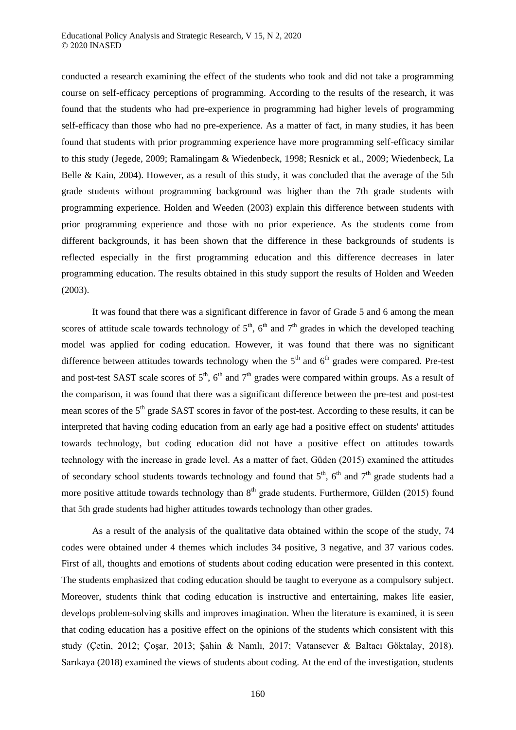conducted a research examining the effect of the students who took and did not take a programming course on self-efficacy perceptions of programming. According to the results of the research, it was found that the students who had pre-experience in programming had higher levels of programming self-efficacy than those who had no pre-experience. As a matter of fact, in many studies, it has been found that students with prior programming experience have more programming self-efficacy similar to this study (Jegede, 2009; Ramalingam & Wiedenbeck, 1998; Resnick et al., 2009; Wiedenbeck, La Belle & Kain, 2004). However, as a result of this study, it was concluded that the average of the 5th grade students without programming background was higher than the 7th grade students with programming experience. Holden and Weeden (2003) explain this difference between students with prior programming experience and those with no prior experience. As the students come from different backgrounds, it has been shown that the difference in these backgrounds of students is reflected especially in the first programming education and this difference decreases in later programming education. The results obtained in this study support the results of Holden and Weeden (2003).

It was found that there was a significant difference in favor of Grade 5 and 6 among the mean scores of attitude scale towards technology of 5th, 6th and 7th grades in which the developed teaching model was applied for coding education. However, it was found that there was no significant difference between attitudes towards technology when the 5th and 6th grades were compared. Pre-test and post-test SAST scale scores of 5th, 6th and 7th grades were compared within groups. As a result of the comparison, it was found that there was a significant difference between the pre-test and post-test mean scores of the 5th grade SAST scores in favor of the post-test. According to these results, it can be interpreted that having coding education from an early age had a positive effect on students' attitudes towards technology, but coding education did not have a positive effect on attitudes towards technology with the increase in grade level. As a matter of fact, Güden (2015) examined the attitudes of secondary school students towards technology and found that 5th, 6th and 7th grade students had a more positive attitude towards technology than 8th grade students. Furthermore, Gülden (2015) found that 5th grade students had higher attitudes towards technology than other grades.

As a result of the analysis of the qualitative data obtained within the scope of the study, 74 codes were obtained under 4 themes which includes 34 positive, 3 negative, and 37 various codes. First of all, thoughts and emotions of students about coding education were presented in this context. The students emphasized that coding education should be taught to everyone as a compulsory subject. Moreover, students think that coding education is instructive and entertaining, makes life easier, develops problem-solving skills and improves imagination. When the literature is examined, it is seen that coding education has a positive effect on the opinions of the students which consistent with this study (Çetin, 2012; Çoşar, 2013; Şahin & Namlı, 2017; Vatansever & Baltacı Göktalay, 2018). Sarıkaya (2018) examined the views of students about coding. At the end of the investigation, students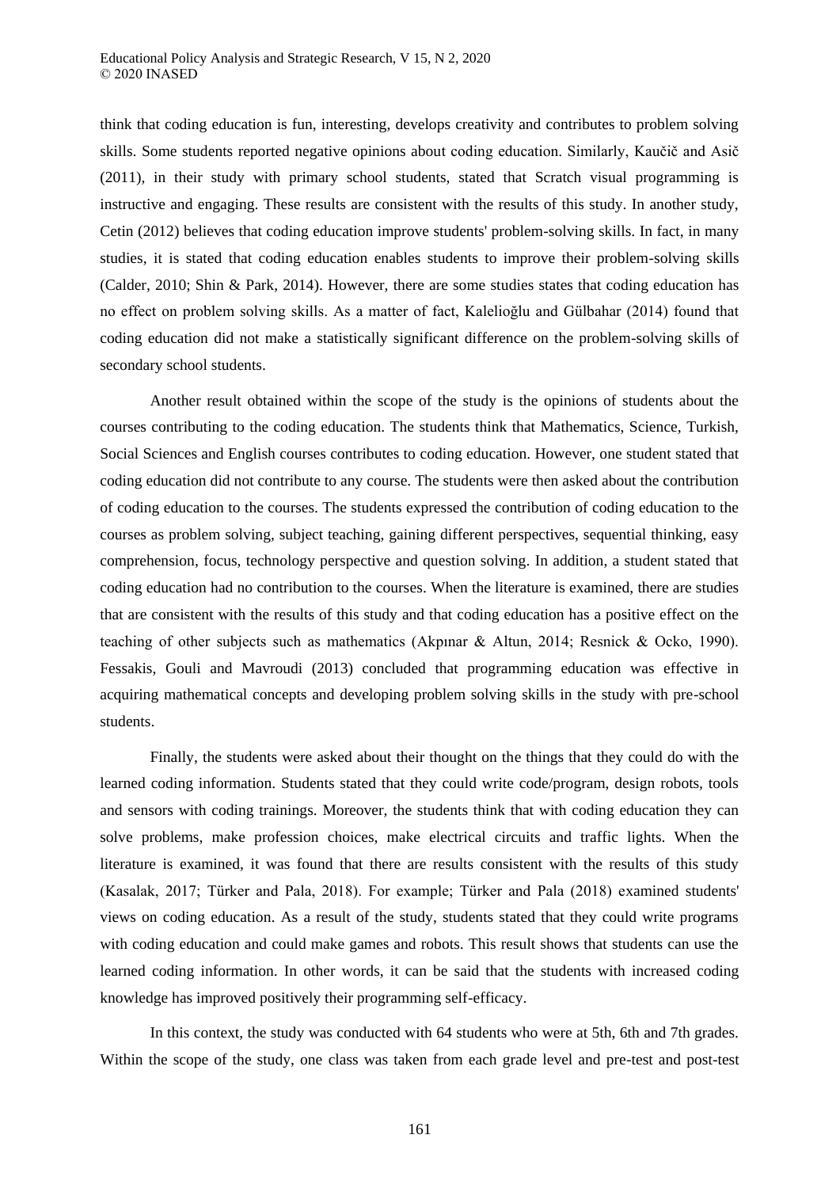think that coding education is fun, interesting, develops creativity and contributes to problem solving skills. Some students reported negative opinions about coding education. Similarly, Kaučič and Asič (2011), in their study with primary school students, stated that Scratch visual programming is instructive and engaging. These results are consistent with the results of this study. In another study, Cetin (2012) believes that coding education improve students' problem-solving skills. In fact, in many studies, it is stated that coding education enables students to improve their problem-solving skills (Calder, 2010; Shin & Park, 2014). However, there are some studies states that coding education has no effect on problem solving skills. As a matter of fact, Kalelioğlu and Gülbahar (2014) found that coding education did not make a statistically significant difference on the problem-solving skills of secondary school students.

Another result obtained within the scope of the study is the opinions of students about the courses contributing to the coding education. The students think that Mathematics, Science, Turkish, Social Sciences and English courses contributes to coding education. However, one student stated that coding education did not contribute to any course. The students were then asked about the contribution of coding education to the courses. The students expressed the contribution of coding education to the courses as problem solving, subject teaching, gaining different perspectives, sequential thinking, easy comprehension, focus, technology perspective and question solving. In addition, a student stated that coding education had no contribution to the courses. When the literature is examined, there are studies that are consistent with the results of this study and that coding education has a positive effect on the teaching of other subjects such as mathematics (Akpınar & Altun, 2014; Resnick & Ocko, 1990). Fessakis, Gouli and Mavroudi (2013) concluded that programming education was effective in acquiring mathematical concepts and developing problem solving skills in the study with pre-school students.

Finally, the students were asked about their thought on the things that they could do with the learned coding information. Students stated that they could write code/program, design robots, tools and sensors with coding trainings. Moreover, the students think that with coding education they can solve problems, make profession choices, make electrical circuits and traffic lights. When the literature is examined, it was found that there are results consistent with the results of this study (Kasalak, 2017; Türker and Pala, 2018). For example; Türker and Pala (2018) examined students' views on coding education. As a result of the study, students stated that they could write programs with coding education and could make games and robots. This result shows that students can use the learned coding information. In other words, it can be said that the students with increased coding knowledge has improved positively their programming self-efficacy.

In this context, the study was conducted with 64 students who were at 5th, 6th and 7th grades. Within the scope of the study, one class was taken from each grade level and pre-test and post-test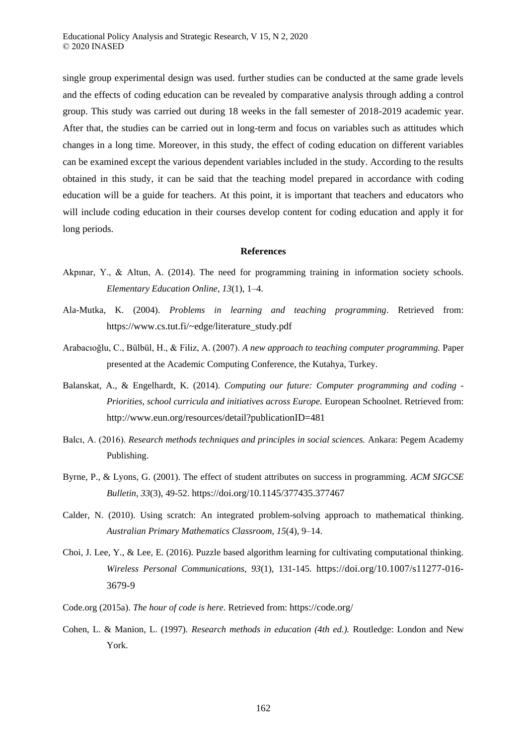single group experimental design was used. further studies can be conducted at the same grade levels and the effects of coding education can be revealed by comparative analysis through adding a control group. This study was carried out during 18 weeks in the fall semester of 2018-2019 academic year. After that, the studies can be carried out in long-term and focus on variables such as attitudes which changes in a long time. Moreover, in this study, the effect of coding education on different variables can be examined except the various dependent variables included in the study. According to the results obtained in this study, it can be said that the teaching model prepared in accordance with coding education will be a guide for teachers. At this point, it is important that teachers and educators who will include coding education in their courses develop content for coding education and apply it for long periods.

## References

Akpınar, Y., & Altun, A. (2014). The need for programming training in information society schools. *Elementary Education Online, 13*(1), 1–4.

Ala-Mutka, K. (2004). *Problems in learning and teaching programming*. Retrieved from: https://www.cs.tut.fi/~edge/literature_study.pdf

Arabacıoğlu, C., Bülbül, H., & Filiz, A. (2007). *A new approach to teaching computer programming.* Paper presented at the Academic Computing Conference, the Kutahya, Turkey.

Balanskat, A., & Engelhardt, K. (2014). *Computing our future: Computer programming and coding - Priorities, school curricula and initiatives across Europe.* European Schoolnet. Retrieved from: http://www.eun.org/resources/detail?publicationID=481

Balcı, A. (2016). *Research methods techniques and principles in social sciences.* Ankara: Pegem Academy Publishing.

Byrne, P., & Lyons, G. (2001). The effect of student attributes on success in programming. *ACM SIGCSE Bulletin, 33*(3), 49-52. https://doi.org/10.1145/377435.377467

Calder, N. (2010). Using scratch: An integrated problem-solving approach to mathematical thinking. *Australian Primary Mathematics Classroom, 15*(4), 9–14.

Choi, J. Lee, Y., & Lee, E. (2016). Puzzle based algorithm learning for cultivating computational thinking. *Wireless Personal Communications, 93*(1), 131-145. https://doi.org/10.1007/s11277-016-3679-9

Code.org (2015a). *The hour of code is here.* Retrieved from: https://code.org/

Cohen, L. & Manion, L. (1997). *Research methods in education (4th ed.).* Routledge: London and New York.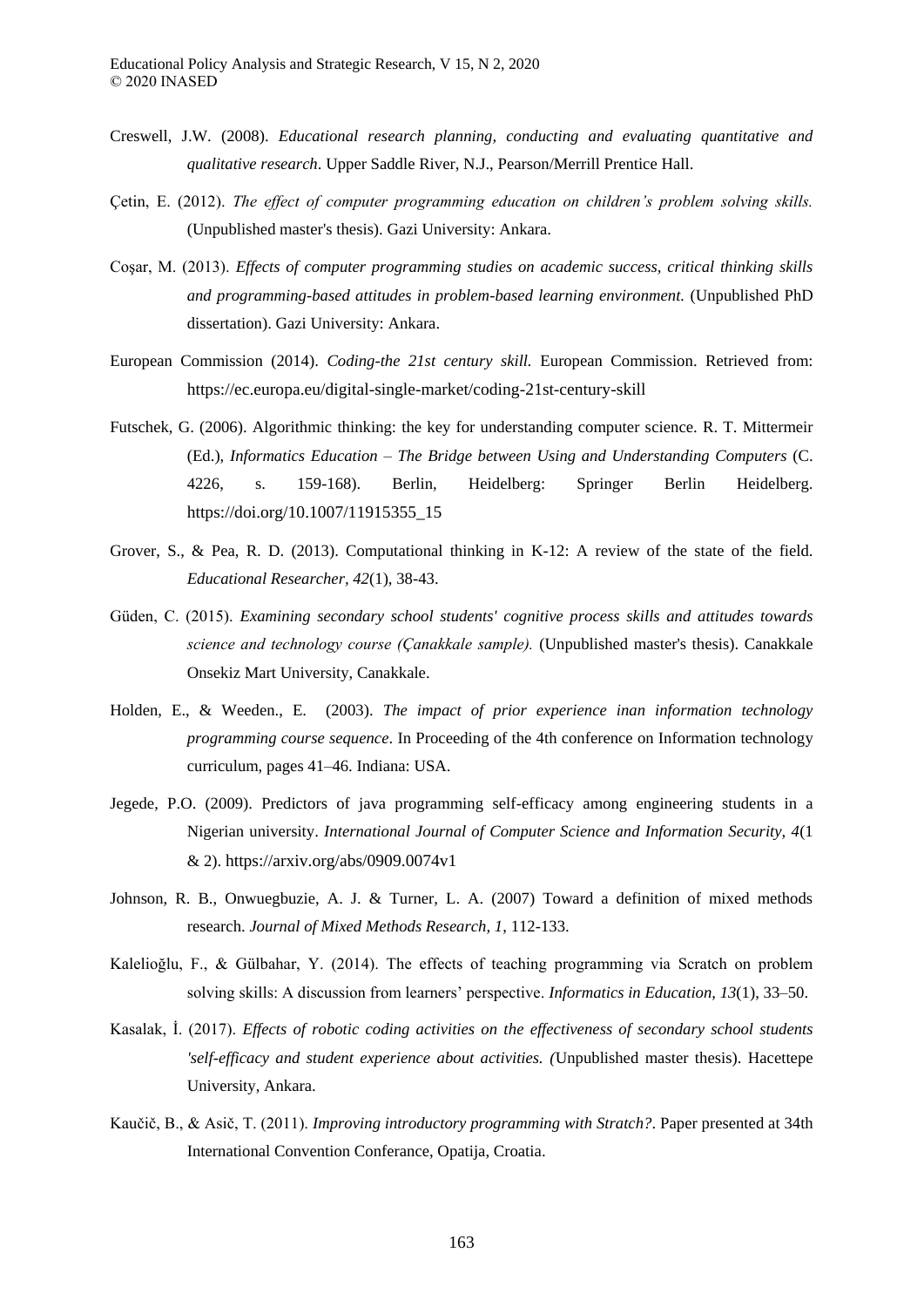Creswell, J.W. (2008). *Educational research planning, conducting and evaluating quantitative and qualitative research*. Upper Saddle River, N.J., Pearson/Merrill Prentice Hall.

Çetin, E. (2012). *The effect of computer programming education on children's problem solving skills.* (Unpublished master's thesis). Gazi University: Ankara.

Coşar, M. (2013). *Effects of computer programming studies on academic success, critical thinking skills and programming-based attitudes in problem-based learning environment.* (Unpublished PhD dissertation). Gazi University: Ankara.

European Commission (2014). *Coding-the 21st century skill.* European Commission. Retrieved from: https://ec.europa.eu/digital-single-market/coding-21st-century-skill

Futschek, G. (2006). Algorithmic thinking: the key for understanding computer science. R. T. Mittermeir (Ed.), *Informatics Education – The Bridge between Using and Understanding Computers* (C. 4226, s. 159-168). Berlin, Heidelberg: Springer Berlin Heidelberg. https://doi.org/10.1007/11915355_15

Grover, S., & Pea, R. D. (2013). Computational thinking in K-12: A review of the state of the field. *Educational Researcher, 42*(1), 38-43.

Güden, C. (2015). *Examining secondary school students' cognitive process skills and attitudes towards science and technology course (Çanakkale sample).* (Unpublished master's thesis). Canakkale Onsekiz Mart University, Canakkale.

Holden, E., & Weeden., E. (2003). *The impact of prior experience inan information technology programming course sequence*. In Proceeding of the 4th conference on Information technology curriculum, pages 41–46. Indiana: USA.

Jegede, P.O. (2009). Predictors of java programming self-efficacy among engineering students in a Nigerian university. *International Journal of Computer Science and Information Security, 4*(1 & 2). https://arxiv.org/abs/0909.0074v1

Johnson, R. B., Onwuegbuzie, A. J. & Turner, L. A. (2007) Toward a definition of mixed methods research. *Journal of Mixed Methods Research, 1*, 112-133.

Kalelioğlu, F., & Gülbahar, Y. (2014). The effects of teaching programming via Scratch on problem solving skills: A discussion from learners' perspective. *Informatics in Education, 13*(1), 33–50.

Kasalak, İ. (2017). *Effects of robotic coding activities on the effectiveness of secondary school students 'self-efficacy and student experience about activities. (*Unpublished master thesis). Hacettepe University, Ankara.

Kaučič, B., & Asič, T. (2011). *Improving introductory programming with Stratch?*. Paper presented at 34th International Convention Conferance, Opatija, Croatia.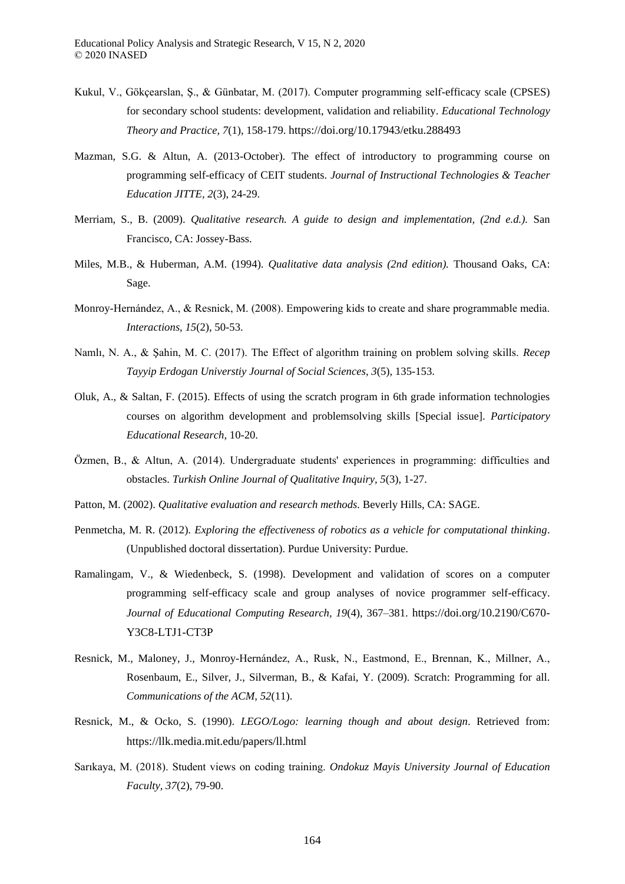Kukul, V., Gökçearslan, Ş., & Günbatar, M. (2017). Computer programming self-efficacy scale (CPSES) for secondary school students: development, validation and reliability. *Educational Technology Theory and Practice, 7*(1), 158-179. https://doi.org/10.17943/etku.288493

Mazman, S.G. & Altun, A. (2013-October). The effect of introductory to programming course on programming self-efficacy of CEIT students. *Journal of Instructional Technologies & Teacher Education JITTE, 2*(3), 24-29.

Merriam, S., B. (2009). *Qualitative research. A guide to design and implementation, (2nd e.d.).* San Francisco, CA: Jossey-Bass.

Miles, M.B., & Huberman, A.M. (1994). *Qualitative data analysis (2nd edition).* Thousand Oaks, CA: Sage.

Monroy-Hernández, A., & Resnick, M. (2008). Empowering kids to create and share programmable media. *Interactions, 15*(2), 50-53.

Namlı, N. A., & Şahin, M. C. (2017). The Effect of algorithm training on problem solving skills. *Recep Tayyip Erdogan Universtiy Journal of Social Sciences, 3*(5), 135-153.

Oluk, A., & Saltan, F. (2015). Effects of using the scratch program in 6th grade information technologies courses on algorithm development and problemsolving skills [Special issue]. *Participatory Educational Research,* 10-20.

Özmen, B., & Altun, A. (2014). Undergraduate students' experiences in programming: difficulties and obstacles. *Turkish Online Journal of Qualitative Inquiry, 5*(3), 1-27.

Patton, M. (2002). *Qualitative evaluation and research methods.* Beverly Hills, CA: SAGE.

Penmetcha, M. R. (2012). *Exploring the effectiveness of robotics as a vehicle for computational thinking*. (Unpublished doctoral dissertation). Purdue University: Purdue.

Ramalingam, V., & Wiedenbeck, S. (1998). Development and validation of scores on a computer programming self-efficacy scale and group analyses of novice programmer self-efficacy. *Journal of Educational Computing Research, 19*(4), 367–381. https://doi.org/10.2190/C670-Y3C8-LTJ1-CT3P

Resnick, M., Maloney, J., Monroy-Hernández, A., Rusk, N., Eastmond, E., Brennan, K., Millner, A., Rosenbaum, E., Silver, J., Silverman, B., & Kafai, Y. (2009). Scratch: Programming for all. *Communications of the ACM, 52*(11).

Resnick, M., & Ocko, S. (1990). *LEGO/Logo: learning though and about design*. Retrieved from: https://llk.media.mit.edu/papers/ll.html

Sarıkaya, M. (2018). Student views on coding training. *Ondokuz Mayis University Journal of Education Faculty, 37*(2), 79-90.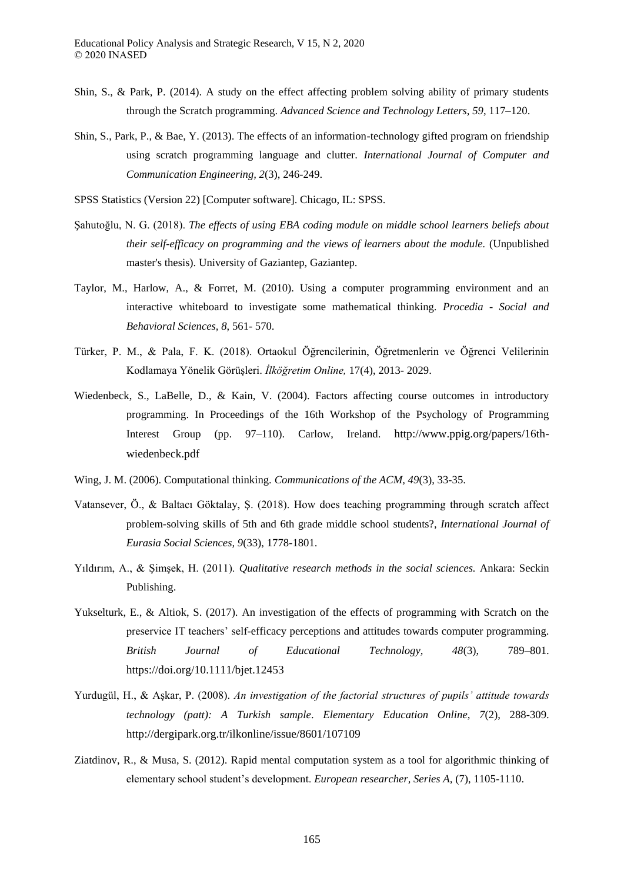Shin, S., & Park, P. (2014). A study on the effect affecting problem solving ability of primary students through the Scratch programming. *Advanced Science and Technology Letters, 59*, 117–120.

Shin, S., Park, P., & Bae, Y. (2013). The effects of an information-technology gifted program on friendship using scratch programming language and clutter. *International Journal of Computer and Communication Engineering, 2*(3), 246-249.

SPSS Statistics (Version 22) [Computer software]. Chicago, IL: SPSS.

Şahutoğlu, N. G. (2018). *The effects of using EBA coding module on middle school learners beliefs about their self-efficacy on programming and the views of learners about the module.* (Unpublished master's thesis). University of Gaziantep, Gaziantep.

Taylor, M., Harlow, A., & Forret, M. (2010). Using a computer programming environment and an interactive whiteboard to investigate some mathematical thinking. *Procedia - Social and Behavioral Sciences, 8*, 561- 570.

Türker, P. M., & Pala, F. K. (2018). Ortaokul Öğrencilerinin, Öğretmenlerin ve Öğrenci Velilerinin Kodlamaya Yönelik Görüşleri. *İlköğretim Online,* 17(4), 2013- 2029.

Wiedenbeck, S., LaBelle, D., & Kain, V. (2004). Factors affecting course outcomes in introductory programming. In Proceedings of the 16th Workshop of the Psychology of Programming Interest Group (pp. 97–110). Carlow, Ireland. http://www.ppig.org/papers/16th-wiedenbeck.pdf

Wing, J. M. (2006). Computational thinking. *Communications of the ACM, 49*(3), 33-35.

Vatansever, Ö., & Baltacı Göktalay, Ş. (2018). How does teaching programming through scratch affect problem-solving skills of 5th and 6th grade middle school students?, *International Journal of Eurasia Social Sciences, 9*(33), 1778-1801.

Yıldırım, A., & Şimşek, H. (2011). *Qualitative research methods in the social sciences.* Ankara: Seckin Publishing.

Yukselturk, E., & Altiok, S. (2017). An investigation of the effects of programming with Scratch on the preservice IT teachers' self-efficacy perceptions and attitudes towards computer programming. *British Journal of Educational Technology, 48*(3), 789–801. https://doi.org/10.1111/bjet.12453

Yurdugül, H., & Aşkar, P. (2008). *An investigation of the factorial structures of pupils' attitude towards technology (patt): A Turkish sample*. *Elementary Education Online, 7*(2), 288-309. http://dergipark.org.tr/ilkonline/issue/8601/107109

Ziatdinov, R., & Musa, S. (2012). Rapid mental computation system as a tool for algorithmic thinking of elementary school student's development. *European researcher, Series A*, (7), 1105-1110.